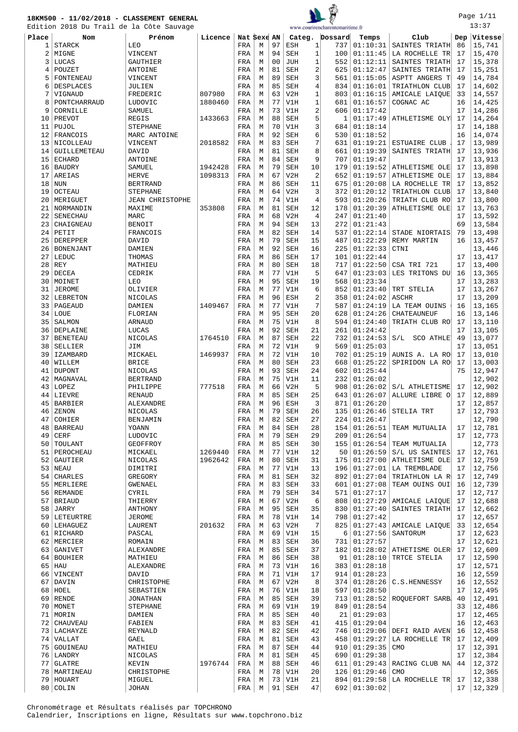# 18KM500 - 11/02/2018 - CLASSEMENT GENERAL

Edition 2018 Du Trail de la Côte Sauvage

| Place | Nom | Prénom | Licence | Nat | Sexe | AN | Categ. | | Dossard | Temps | Club | Dep | Vitesse |
|---|---|---|---|---|---|---|---|---|---|---|---|---|---|
| 1 | STARCK | LEO | | FRA | M | 97 | ESH | 1 | 737 | 01:10:31 | SAINTES TRIATH | 86 | 15,741 |
| 2 | MIGNE | VINCENT | | FRA | M | 94 | SEH | 1 | 100 | 01:11:45 | LA ROCHELLE TR | 17 | 15,470 |
| 3 | LUCAS | GAUTHIER | | FRA | M | 00 | JUH | 1 | 552 | 01:12:11 | SAINTES TRIATH | 17 | 15,378 |
| 4 | POUZET | ANTOINE | | FRA | M | 81 | SEH | 2 | 625 | 01:12:47 | SAINTES TRIATH | 17 | 15,251 |
| 5 | FONTENEAU | VINCENT | | FRA | M | 89 | SEH | 3 | 561 | 01:15:05 | ASPTT ANGERS T | 49 | 14,784 |
| 6 | DESPLACES | JULIEN | | FRA | M | 85 | SEH | 4 | 834 | 01:16:01 | TRIATHLON CLUB | 17 | 14,602 |
| 7 | VIGNAUD | FREDERIC | 807980 | FRA | M | 63 | V2H | 1 | 803 | 01:16:15 | AMICALE LAIQUE | 33 | 14,557 |
| 8 | PONTCHARRAUD | LUDOVIC | 1880460 | FRA | M | 77 | V1H | 1 | 681 | 01:16:57 | COGNAC AC | 16 | 14,425 |
| 9 | CORNILLE | SAMUEL | | FRA | M | 73 | V1H | 2 | 606 | 01:17:42 | | 17 | 14,286 |
| 10 | PREVOT | REGIS | 1433663 | FRA | M | 88 | SEH | 5 | 1 | 01:17:49 | ATHLETISME OLY | 17 | 14,264 |
| 11 | PUJOL | STEPHANE | | FRA | M | 70 | V1H | 3 | 684 | 01:18:14 | | 17 | 14,188 |
| 12 | FRANCOIS | MARC ANTOINE | | FRA | M | 92 | SEH | 6 | 530 | 01:18:52 | | 16 | 14,074 |
| 13 | NICOLLEAU | VINCENT | 2018582 | FRA | M | 83 | SEH | 7 | 631 | 01:19:21 | ESTUAIRE CLUB | 17 | 13,989 |
| 14 | GUILLEMETEAU | DAVID | | FRA | M | 81 | SEH | 8 | 661 | 01:19:39 | SAINTES TRIATH | 17 | 13,936 |
| 15 | ECHARD | ANTOINE | | FRA | M | 84 | SEH | 9 | 707 | 01:19:47 | | 17 | 13,913 |
| 16 | BAUDRY | SAMUEL | 1942428 | FRA | M | 79 | SEH | 10 | 179 | 01:19:52 | ATHLETISME OLE | 17 | 13,898 |
| 17 | AREIAS | HERVE | 1098313 | FRA | M | 67 | V2H | 2 | 652 | 01:19:57 | ATHLETISME OLE | 17 | 13,884 |
| 18 | NUN | BERTRAND | | FRA | M | 86 | SEH | 11 | 675 | 01:20:08 | LA ROCHELLE TR | 17 | 13,852 |
| 19 | OCTEAU | STEPHANE | | FRA | M | 64 | V2H | 3 | 372 | 01:20:12 | TRIATHLON CLUB | 17 | 13,840 |
| 20 | MERIGUET | JEAN CHRISTOPHE | | FRA | M | 74 | V1H | 4 | 593 | 01:20:26 | TRIATH CLUB RO | 17 | 13,800 |
| 21 | NORMANDIN | MAXIME | 353808 | FRA | M | 81 | SEH | 12 | 178 | 01:20:39 | ATHLETISME OLE | 17 | 13,763 |
| 22 | SENECHAU | MARC | | FRA | M | 68 | V2H | 4 | 247 | 01:21:40 | | 17 | 13,592 |
| 23 | CHAIGNEAU | BENOIT | | FRA | M | 94 | SEH | 13 | 272 | 01:21:43 | | 69 | 13,584 |
| 24 | PETIT | FRANCOIS | | FRA | M | 82 | SEH | 14 | 537 | 01:22:14 | STADE NIORTAIS | 79 | 13,498 |
| 25 | DEREPPER | DAVID | | FRA | M | 79 | SEH | 15 | 487 | 01:22:29 | REMY MARTIN | 16 | 13,457 |
| 26 | BONENJANT | DAMIEN | | FRA | M | 92 | SEH | 16 | 225 | 01:22:33 | CTNI | | 13,446 |
| 27 | LEDUC | THOMAS | | FRA | M | 86 | SEH | 17 | 101 | 01:22:44 | | 17 | 13,417 |
| 28 | REY | MATHIEU | | FRA | M | 80 | SEH | 18 | 717 | 01:22:50 | CSA TRI 721 | 17 | 13,400 |
| 29 | DECEA | CEDRIK | | FRA | M | 77 | V1H | 5 | 647 | 01:23:03 | LES TRITONS DU | 16 | 13,365 |
| 30 | MOINET | LEO | | FRA | M | 95 | SEH | 19 | 568 | 01:23:34 | | 17 | 13,283 |
| 31 | JEROME | OLIVIER | | FRA | M | 77 | V1H | 6 | 852 | 01:23:40 | TRT STELIA | 17 | 13,267 |
| 32 | LEBRETON | NICOLAS | | FRA | M | 96 | ESH | 2 | 358 | 01:24:02 | ASCHR | 17 | 13,209 |
| 33 | PAGEAUD | DAMIEN | 1409467 | FRA | M | 77 | V1H | 7 | 587 | 01:24:19 | LA TEAM OUINS | 16 | 13,165 |
| 34 | LOUE | FLORIAN | | FRA | M | 95 | SEH | 20 | 628 | 01:24:26 | CHATEAUNEUF | 16 | 13,146 |
| 35 | SALMON | ARNAUD | | FRA | M | 75 | V1H | 8 | 594 | 01:24:40 | TRIATH CLUB RO | 17 | 13,110 |
| 36 | DEPLAINE | LUCAS | | FRA | M | 92 | SEH | 21 | 261 | 01:24:42 | | 17 | 13,105 |
| 37 | BENETEAU | NICOLAS | 1764510 | FRA | M | 87 | SEH | 22 | 732 | 01:24:53 | S/L SCO ATHLE | 49 | 13,077 |
| 38 | SELLIER | JIM | | FRA | M | 72 | V1H | 9 | 569 | 01:25:03 | | 17 | 13,051 |
| 39 | IZAMBARD | MICKAEL | 1469937 | FRA | M | 72 | V1H | 10 | 702 | 01:25:19 | AUNIS A. LA RO | 17 | 13,010 |
| 40 | WILLEM | BRICE | | FRA | M | 80 | SEH | 23 | 668 | 01:25:22 | SPIRIDON LA RO | 17 | 13,003 |
| 41 | DUPONT | NICOLAS | | FRA | M | 93 | SEH | 24 | 602 | 01:25:44 | | 75 | 12,947 |
| 42 | MAGNAVAL | BERTRAND | | FRA | M | 75 | V1H | 11 | 232 | 01:26:02 | | | 12,902 |
| 43 | LOPEZ | PHILIPPE | 777518 | FRA | M | 66 | V2H | 5 | 908 | 01:26:02 | S/L ATHLETISME | 17 | 12,902 |
| 44 | LIEVRE | RENAUD | | FRA | M | 85 | SEH | 25 | 643 | 01:26:07 | ALLURE LIBRE O | 17 | 12,889 |
| 45 | BARBIER | ALEXANDRE | | FRA | M | 96 | ESH | 3 | 871 | 01:26:20 | | 17 | 12,857 |
| 46 | ZENON | NICOLAS | | FRA | M | 79 | SEH | 26 | 135 | 01:26:46 | STELIA TRT | 17 | 12,793 |
| 47 | COHIER | BENJAMIN | | FRA | M | 82 | SEH | 27 | 224 | 01:26:47 | | | 12,790 |
| 48 | BARREAU | YOANN | | FRA | M | 84 | SEH | 28 | 154 | 01:26:51 | TEAM MUTUALIA | | 12,781 |
| 49 | CERF | LUDOVIC | | FRA | M | 79 | SEH | 29 | 209 | 01:26:54 | | 17 | 12,773 |
| 50 | TOULANT | GEOFFROY | | FRA | M | 85 | SEH | 30 | 155 | 01:26:54 | TEAM MUTUALIA | | 12,773 |
| 51 | PEROCHEAU | MICKAEL | 1269440 | FRA | M | 77 | V1H | 12 | 50 | 01:26:59 | S/L US SAINTES | 17 | 12,761 |
| 52 | GAUTIER | NICOLAS | 1962642 | FRA | M | 80 | SEH | 31 | 175 | 01:27:00 | ATHLETISME OLE | 17 | 12,759 |
| 53 | NEAU | DIMITRI | | FRA | M | 77 | V1H | 13 | 196 | 01:27:01 | LA TREMBLADE | 17 | 12,756 |
| 54 | CHARLES | GREGORY | | FRA | M | 81 | SEH | 32 | 892 | 01:27:04 | TRIATHLON LA R | 17 | 12,749 |
| 55 | MERLIERE | GWENAEL | | FRA | M | 83 | SEH | 33 | 601 | 01:27:08 | TEAM OUINS OUI | 16 | 12,739 |
| 56 | REMANDE | CYRIL | | FRA | M | 79 | SEH | 34 | 571 | 01:27:17 | | 17 | 12,717 |
| 57 | BRIAUD | THIERRY | | FRA | M | 67 | V2H | 6 | 808 | 01:27:29 | AMICALE LAIQUE | 17 | 12,688 |
| 58 | JARRY | ANTHONY | | FRA | M | 95 | SEH | 35 | 830 | 01:27:40 | SAINTES TRIATH | 17 | 12,662 |
| 59 | LETEURTRE | JEROME | | FRA | M | 78 | V1H | 14 | 798 | 01:27:42 | | 17 | 12,657 |
| 60 | LEHAGUEZ | LAURENT | 201632 | FRA | M | 63 | V2H | 7 | 825 | 01:27:43 | AMICALE LAIQUE | 33 | 12,654 |
| 61 | RICHARD | PASCAL | | FRA | M | 69 | V1H | 15 | 6 | 01:27:56 | SANTORUM | 17 | 12,623 |
| 62 | MERCIER | ROMAIN | | FRA | M | 83 | SEH | 36 | 731 | 01:27:57 | | 17 | 12,621 |
| 63 | GANIVET | ALEXANDRE | | FRA | M | 85 | SEH | 37 | 182 | 01:28:02 | ATHETISME OLER | 17 | 12,609 |
| 64 | BOUHIER | MATHIEU | | FRA | M | 86 | SEH | 38 | 91 | 01:28:10 | TRTCE STELIA | 17 | 12,590 |
| 65 | HAU | ALEXANDRE | | FRA | M | 73 | V1H | 16 | 383 | 01:28:18 | | 17 | 12,571 |
| 66 | VINCENT | DAVID | | FRA | M | 71 | V1H | 17 | 914 | 01:28:23 | | 16 | 12,559 |
| 67 | DAVIN | CHRISTOPHE | | FRA | M | 67 | V2H | 8 | 374 | 01:28:26 | C.S.HENNESSY | 16 | 12,552 |
| 68 | HOEL | SEBASTIEN | | FRA | M | 76 | V1H | 18 | 597 | 01:28:50 | | 17 | 12,495 |
| 69 | RENDE | JONATHAN | | FRA | M | 85 | SEH | 39 | 713 | 01:28:52 | ROQUEFORT SARB | 40 | 12,491 |
| 70 | MONET | STEPHANE | | FRA | M | 69 | V1H | 19 | 849 | 01:28:54 | | 33 | 12,486 |
| 71 | MORIN | DAMIEN | | FRA | M | 85 | SEH | 40 | 21 | 01:29:03 | | 17 | 12,465 |
| 72 | CHAUVEAU | FABIEN | | FRA | M | 83 | SEH | 41 | 415 | 01:29:04 | | 16 | 12,463 |
| 73 | LACHAYZE | REYNALD | | FRA | M | 82 | SEH | 42 | 746 | 01:29:06 | DEFI RAID AVEN | 16 | 12,458 |
| 74 | VALLAT | GAEL | | FRA | M | 81 | SEH | 43 | 458 | 01:29:27 | LA ROCHELLE TR | 17 | 12,409 |
| 75 | GOUINEAU | MATHIEU | | FRA | M | 87 | SEH | 44 | 910 | 01:29:35 | CMO | 17 | 12,391 |
| 76 | LANDRY | NICOLAS | | FRA | M | 81 | SEH | 45 | 690 | 01:29:38 | | 17 | 12,384 |
| 77 | GLATRE | KEVIN | 1976744 | FRA | M | 88 | SEH | 46 | 611 | 01:29:43 | RACING CLUB NA | 44 | 12,372 |
| 78 | MARTINEAU | CHRISTOPHE | | FRA | M | 78 | V1H | 20 | 126 | 01:29:46 | CMO | | 12,365 |
| 79 | HOUART | MIGUEL | | FRA | M | 73 | V1H | 21 | 894 | 01:29:58 | LA ROCHELLE TR | 17 | 12,338 |
| 80 | COLIN | JOHAN | | FRA | M | 91 | SEH | 47 | 692 | 01:30:02 | | 17 | 12,329 |

Chronométrage et Résultats réalisés par TOPCHRONO
Calendrier, Inscriptions en ligne, Résultats sur www.topchrono.biz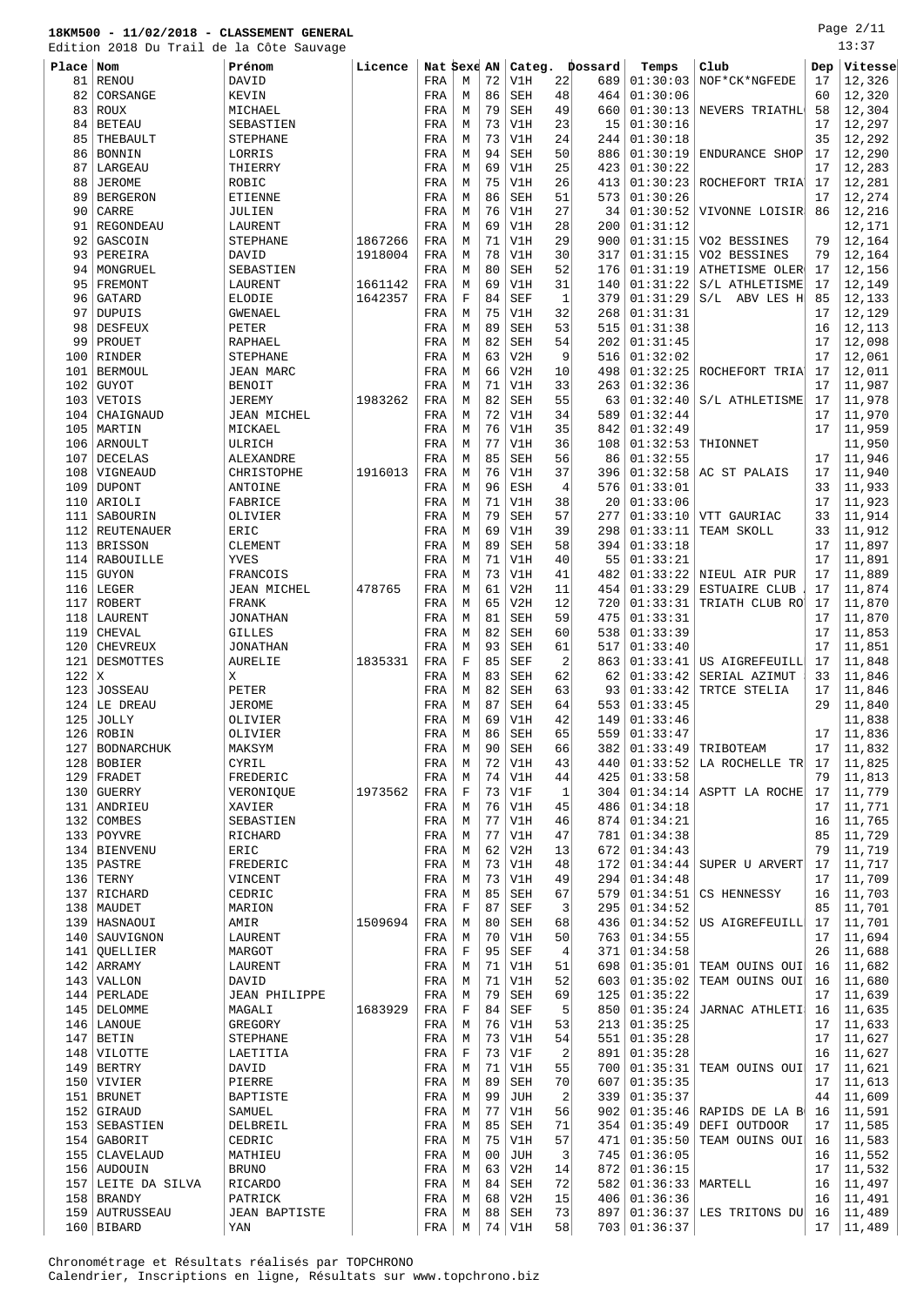# 18KM500 - 11/02/2018 - CLASSEMENT GENERAL

Edition 2018 Du Trail de la Côte Sauvage

| Place | Nom | Prénom | Licence | Nat | Sexe | AN | Categ. | | Dossard | Temps | Club | Dep | Vitesse |
|---|---|---|---|---|---|---|---|---|---|---|---|---|---|
| 81 | RENOU | DAVID | | FRA | M | 72 | V1H | 22 | 689 | 01:30:03 | NOF*CK*NGFEDE | 17 | 12,326 |
| 82 | CORSANGE | KEVIN | | FRA | M | 86 | SEH | 48 | 464 | 01:30:06 | | 60 | 12,320 |
| 83 | ROUX | MICHAEL | | FRA | M | 79 | SEH | 49 | 660 | 01:30:13 | NEVERS TRIATHL | 58 | 12,304 |
| 84 | BETEAU | SEBASTIEN | | FRA | M | 73 | V1H | 23 | 15 | 01:30:16 | | 17 | 12,297 |
| 85 | THEBAULT | STEPHANE | | FRA | M | 73 | V1H | 24 | 244 | 01:30:18 | | 35 | 12,292 |
| 86 | BONNIN | LORRIS | | FRA | M | 94 | SEH | 50 | 886 | 01:30:19 | ENDURANCE SHOP | 17 | 12,290 |
| 87 | LARGEAU | THIERRY | | FRA | M | 69 | V1H | 25 | 423 | 01:30:22 | | 17 | 12,283 |
| 88 | JEROME | ROBIC | | FRA | M | 75 | V1H | 26 | 413 | 01:30:23 | ROCHEFORT TRIA | 17 | 12,281 |
| 89 | BERGERON | ETIENNE | | FRA | M | 86 | SEH | 51 | 573 | 01:30:26 | | 17 | 12,274 |
| 90 | CARRE | JULIEN | | FRA | M | 76 | V1H | 27 | 34 | 01:30:52 | VIVONNE LOISIR | 86 | 12,216 |
| 91 | REGONDEAU | LAURENT | | FRA | M | 69 | V1H | 28 | 200 | 01:31:12 | | | 12,171 |
| 92 | GASCOIN | STEPHANE | 1867266 | FRA | M | 71 | V1H | 29 | 900 | 01:31:15 | VO2 BESSINES | 79 | 12,164 |
| 93 | PEREIRA | DAVID | 1918004 | FRA | M | 78 | V1H | 30 | 317 | 01:31:15 | VO2 BESSINES | 79 | 12,164 |
| 94 | MONGRUEL | SEBASTIEN | | FRA | M | 80 | SEH | 52 | 176 | 01:31:19 | ATHETISME OLER | 17 | 12,156 |
| 95 | FREMONT | LAURENT | 1661142 | FRA | M | 69 | V1H | 31 | 140 | 01:31:22 | S/L ATHLETISME | 17 | 12,149 |
| 96 | GATARD | ELODIE | 1642357 | FRA | F | 84 | SEF | 1 | 379 | 01:31:29 | S/L ABV LES H | 85 | 12,133 |
| 97 | DUPUIS | GWENAEL | | FRA | M | 75 | V1H | 32 | 268 | 01:31:31 | | 17 | 12,129 |
| 98 | DESFEUX | PETER | | FRA | M | 89 | SEH | 53 | 515 | 01:31:38 | | 16 | 12,113 |
| 99 | PROUET | RAPHAEL | | FRA | M | 82 | SEH | 54 | 202 | 01:31:45 | | 17 | 12,098 |
| 100 | RINDER | STEPHANE | | FRA | M | 63 | V2H | 9 | 516 | 01:32:02 | | 17 | 12,061 |
| 101 | BERMOUL | JEAN MARC | | FRA | M | 66 | V2H | 10 | 498 | 01:32:25 | ROCHEFORT TRIA | 17 | 12,011 |
| 102 | GUYOT | BENOIT | | FRA | M | 71 | V1H | 33 | 263 | 01:32:36 | | 17 | 11,987 |
| 103 | VETOIS | JEREMY | 1983262 | FRA | M | 82 | SEH | 55 | 63 | 01:32:40 | S/L ATHLETISME | 17 | 11,978 |
| 104 | CHAIGNAUD | JEAN MICHEL | | FRA | M | 72 | V1H | 34 | 589 | 01:32:44 | | 17 | 11,970 |
| 105 | MARTIN | MICKAEL | | FRA | M | 76 | V1H | 35 | 842 | 01:32:49 | | 17 | 11,959 |
| 106 | ARNOULT | ULRICH | | FRA | M | 77 | V1H | 36 | 108 | 01:32:53 | THIONNET | | 11,950 |
| 107 | DECELAS | ALEXANDRE | | FRA | M | 85 | SEH | 56 | 86 | 01:32:55 | | 17 | 11,946 |
| 108 | VIGNEAUD | CHRISTOPHE | 1916013 | FRA | M | 76 | V1H | 37 | 396 | 01:32:58 | AC ST PALAIS | 17 | 11,940 |
| 109 | DUPONT | ANTOINE | | FRA | M | 96 | ESH | 4 | 576 | 01:33:01 | | 33 | 11,933 |
| 110 | ARIOLI | FABRICE | | FRA | M | 71 | V1H | 38 | 20 | 01:33:06 | | 17 | 11,923 |
| 111 | SABOURIN | OLIVIER | | FRA | M | 79 | SEH | 57 | 277 | 01:33:10 | VTT GAURIAC | 33 | 11,914 |
| 112 | REUTENAUER | ERIC | | FRA | M | 69 | V1H | 39 | 298 | 01:33:11 | TEAM SKOLL | 33 | 11,912 |
| 113 | BRISSON | CLEMENT | | FRA | M | 89 | SEH | 58 | 394 | 01:33:18 | | 17 | 11,897 |
| 114 | RABOUILLE | YVES | | FRA | M | 71 | V1H | 40 | 55 | 01:33:21 | | 17 | 11,891 |
| 115 | GUYON | FRANCOIS | | FRA | M | 73 | V1H | 41 | 482 | 01:33:22 | NIEUL AIR PUR | 17 | 11,889 |
| 116 | LEGER | JEAN MICHEL | 478765 | FRA | M | 61 | V2H | 11 | 454 | 01:33:29 | ESTUAIRE CLUB | 17 | 11,874 |
| 117 | ROBERT | FRANK | | FRA | M | 65 | V2H | 12 | 720 | 01:33:31 | TRIATH CLUB RO | 17 | 11,870 |
| 118 | LAURENT | JONATHAN | | FRA | M | 81 | SEH | 59 | 475 | 01:33:31 | | 17 | 11,870 |
| 119 | CHEVAL | GILLES | | FRA | M | 82 | SEH | 60 | 538 | 01:33:39 | | 17 | 11,853 |
| 120 | CHEVREUX | JONATHAN | | FRA | M | 93 | SEH | 61 | 517 | 01:33:40 | | 17 | 11,851 |
| 121 | DESMOTTES | AURELIE | 1835331 | FRA | F | 85 | SEF | 2 | 863 | 01:33:41 | US AIGREFEUILL | 17 | 11,848 |
| 122 | X | X | | FRA | M | 83 | SEH | 62 | 62 | 01:33:42 | SERIAL AZIMUT | 33 | 11,846 |
| 123 | JOSSEAU | PETER | | FRA | M | 82 | SEH | 63 | 93 | 01:33:42 | TRTCE STELIA | 17 | 11,846 |
| 124 | LE DREAU | JEROME | | FRA | M | 87 | SEH | 64 | 553 | 01:33:45 | | 29 | 11,840 |
| 125 | JOLLY | OLIVIER | | FRA | M | 69 | V1H | 42 | 149 | 01:33:46 | | | 11,838 |
| 126 | ROBIN | OLIVIER | | FRA | M | 86 | SEH | 65 | 559 | 01:33:47 | | 17 | 11,836 |
| 127 | BODNARCHUK | MAKSYM | | FRA | M | 90 | SEH | 66 | 382 | 01:33:49 | TRIBOTEAM | 17 | 11,832 |
| 128 | BOBIER | CYRIL | | FRA | M | 72 | V1H | 43 | 440 | 01:33:52 | LA ROCHELLE TR | 17 | 11,825 |
| 129 | FRADET | FREDERIC | | FRA | M | 74 | V1H | 44 | 425 | 01:33:58 | | 79 | 11,813 |
| 130 | GUERRY | VERONIQUE | 1973562 | FRA | F | 73 | V1F | 1 | 304 | 01:34:14 | ASPTT LA ROCHE | 17 | 11,779 |
| 131 | ANDRIEU | XAVIER | | FRA | M | 76 | V1H | 45 | 486 | 01:34:18 | | 17 | 11,771 |
| 132 | COMBES | SEBASTIEN | | FRA | M | 77 | V1H | 46 | 874 | 01:34:21 | | 16 | 11,765 |
| 133 | POYVRE | RICHARD | | FRA | M | 77 | V1H | 47 | 781 | 01:34:38 | | 85 | 11,729 |
| 134 | BIENVENU | ERIC | | FRA | M | 62 | V2H | 13 | 672 | 01:34:43 | | 79 | 11,719 |
| 135 | PASTRE | FREDERIC | | FRA | M | 73 | V1H | 48 | 172 | 01:34:44 | SUPER U ARVERT | 17 | 11,717 |
| 136 | TERNY | VINCENT | | FRA | M | 73 | V1H | 49 | 294 | 01:34:48 | | 17 | 11,709 |
| 137 | RICHARD | CEDRIC | | FRA | M | 85 | SEH | 67 | 579 | 01:34:51 | CS HENNESSY | 16 | 11,703 |
| 138 | MAUDET | MARION | | FRA | F | 87 | SEF | 3 | 295 | 01:34:52 | | 85 | 11,701 |
| 139 | HASNAOUI | AMIR | 1509694 | FRA | M | 80 | SEH | 68 | 436 | 01:34:52 | US AIGREFEUILL | 17 | 11,701 |
| 140 | SAUVIGNON | LAURENT | | FRA | M | 70 | V1H | 50 | 763 | 01:34:55 | | 17 | 11,694 |
| 141 | QUELLIER | MARGOT | | FRA | F | 95 | SEF | 4 | 371 | 01:34:58 | | 26 | 11,688 |
| 142 | ARRAMY | LAURENT | | FRA | M | 71 | V1H | 51 | 698 | 01:35:01 | TEAM OUINS OUI | 16 | 11,682 |
| 143 | VALLON | DAVID | | FRA | M | 71 | V1H | 52 | 603 | 01:35:02 | TEAM OUINS OUI | 16 | 11,680 |
| 144 | PERLADE | JEAN PHILIPPE | | FRA | M | 79 | SEH | 69 | 125 | 01:35:22 | | 17 | 11,639 |
| 145 | DELOMME | MAGALI | 1683929 | FRA | F | 84 | SEF | 5 | 850 | 01:35:24 | JARNAC ATHLETI | 16 | 11,635 |
| 146 | LANOUE | GREGORY | | FRA | M | 76 | V1H | 53 | 213 | 01:35:25 | | 17 | 11,633 |
| 147 | BETIN | STEPHANE | | FRA | M | 73 | V1H | 54 | 551 | 01:35:28 | | 17 | 11,627 |
| 148 | VILOTTE | LAETITIA | | FRA | F | 73 | V1F | 2 | 891 | 01:35:28 | | 16 | 11,627 |
| 149 | BERTRY | DAVID | | FRA | M | 71 | V1H | 55 | 700 | 01:35:31 | TEAM OUINS OUI | 16 | 11,621 |
| 150 | VIVIER | PIERRE | | FRA | M | 89 | SEH | 70 | 607 | 01:35:35 | | 17 | 11,613 |
| 151 | BRUNET | BAPTISTE | | FRA | M | 99 | JUH | 2 | 339 | 01:35:37 | | 44 | 11,609 |
| 152 | GIRAUD | SAMUEL | | FRA | M | 77 | V1H | 56 | 902 | 01:35:46 | RAPIDS DE LA B | 16 | 11,591 |
| 153 | SEBASTIEN | DELBREIL | | FRA | M | 85 | SEH | 71 | 354 | 01:35:49 | DEFI OUTDOOR | 17 | 11,585 |
| 154 | GABORIT | CEDRIC | | FRA | M | 75 | V1H | 57 | 471 | 01:35:50 | TEAM OUINS OUI | 16 | 11,583 |
| 155 | CLAVELAUD | MATHIEU | | FRA | M | 00 | JUH | 3 | 745 | 01:36:05 | | 16 | 11,552 |
| 156 | AUDOUIN | BRUNO | | FRA | M | 63 | V2H | 14 | 872 | 01:36:15 | | 17 | 11,532 |
| 157 | LEITE DA SILVA | RICARDO | | FRA | M | 84 | SEH | 72 | 582 | 01:36:33 | MARTELL | 16 | 11,497 |
| 158 | BRANDY | PATRICK | | FRA | M | 68 | V2H | 15 | 406 | 01:36:36 | | 16 | 11,491 |
| 159 | AUTRUSSEAU | JEAN BAPTISTE | | FRA | M | 88 | SEH | 73 | 897 | 01:36:37 | LES TRITONS DU | 16 | 11,489 |
| 160 | BIBARD | YAN | | FRA | M | 74 | V1H | 58 | 703 | 01:36:37 | | 17 | 11,489 |

Chronométrage et Résultats réalisés par TOPCHRONO
Calendrier, Inscriptions en ligne, Résultats sur www.topchrono.biz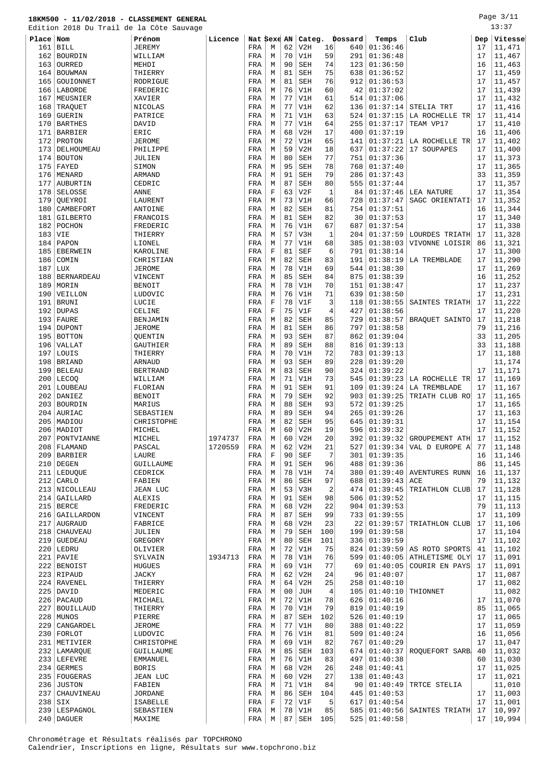**18KM500 - 11/02/2018 - CLASSEMENT GENERAL**

Edition 2018 Du Trail de la Côte Sauvage

13:37

| Place | Nom | Prénom | Licence | Nat | Sexe | AN | Categ. | | Dossard | Temps | Club | Dep | Vitesse |
|---|---|---|---|---|---|---|---|---|---|---|---|---|---|
| 161 | BILL | JEREMY | | FRA | M | 62 | V2H | 16 | 640 | 01:36:46 | | 17 | 11,471 |
| 162 | BOURDIN | WILLIAM | | FRA | M | 70 | V1H | 59 | 291 | 01:36:48 | | 17 | 11,467 |
| 163 | OURRED | MEHDI | | FRA | M | 90 | SEH | 74 | 123 | 01:36:50 | | 16 | 11,463 |
| 164 | BOUWMAN | THIERRY | | FRA | M | 81 | SEH | 75 | 638 | 01:36:52 | | 17 | 11,459 |
| 165 | GOUIONNET | RODRIGUE | | FRA | M | 81 | SEH | 76 | 912 | 01:36:53 | | 17 | 11,457 |
| 166 | LABORDE | FREDERIC | | FRA | M | 76 | V1H | 60 | 42 | 01:37:02 | | 17 | 11,439 |
| 167 | MEUSNIER | XAVIER | | FRA | M | 77 | V1H | 61 | 514 | 01:37:06 | | 17 | 11,432 |
| 168 | TRAQUET | NICOLAS | | FRA | M | 77 | V1H | 62 | 136 | 01:37:14 | STELIA TRT | 17 | 11,416 |
| 169 | GUERIN | PATRICE | | FRA | M | 71 | V1H | 63 | 524 | 01:37:15 | LA ROCHELLE TR | 17 | 11,414 |
| 170 | BARTHES | DAVID | | FRA | M | 77 | V1H | 64 | 255 | 01:37:17 | TEAM VP17 | 17 | 11,410 |
| 171 | BARBIER | ERIC | | FRA | M | 68 | V2H | 17 | 400 | 01:37:19 | | 16 | 11,406 |
| 172 | PROTON | JEROME | | FRA | M | 72 | V1H | 65 | 141 | 01:37:21 | LA ROCHELLE TR | 17 | 11,402 |
| 173 | DELHOUMEAU | PHILIPPE | | FRA | M | 59 | V2H | 18 | 637 | 01:37:22 | 17 SOUPAPES | 17 | 11,400 |
| 174 | BOUTON | JULIEN | | FRA | M | 80 | SEH | 77 | 751 | 01:37:36 | | 17 | 11,373 |
| 175 | FAYED | SIMON | | FRA | M | 95 | SEH | 78 | 768 | 01:37:40 | | 17 | 11,365 |
| 176 | MENARD | ARMAND | | FRA | M | 91 | SEH | 79 | 286 | 01:37:43 | | 33 | 11,359 |
| 177 | AUBURTIN | CEDRIC | | FRA | M | 87 | SEH | 80 | 555 | 01:37:44 | | 17 | 11,357 |
| 178 | SELOSSE | ANNE | | FRA | F | 63 | V2F | 1 | 84 | 01:37:46 | LEA NATURE | 17 | 11,354 |
| 179 | QUEYROI | LAURENT | | FRA | M | 73 | V1H | 66 | 728 | 01:37:47 | SAGC ORIENTATI | 17 | 11,352 |
| 180 | CAMBEFORT | ANTOINE | | FRA | M | 82 | SEH | 81 | 754 | 01:37:51 | | 16 | 11,344 |
| 181 | GILBERTO | FRANCOIS | | FRA | M | 81 | SEH | 82 | 30 | 01:37:53 | | 17 | 11,340 |
| 182 | POCHON | FREDERIC | | FRA | M | 76 | V1H | 67 | 687 | 01:37:54 | | 17 | 11,338 |
| 183 | VIE | THIERRY | | FRA | M | 57 | V3H | 1 | 204 | 01:37:59 | LOURDES TRIATH | 17 | 11,328 |
| 184 | PAPON | LIONEL | | FRA | M | 77 | V1H | 68 | 385 | 01:38:03 | VIVONNE LOISIR | 86 | 11,321 |
| 185 | EBERWEIN | KAROLINE | | FRA | F | 81 | SEF | 6 | 791 | 01:38:14 | | 17 | 11,300 |
| 186 | COMIN | CHRISTIAN | | FRA | M | 82 | SEH | 83 | 191 | 01:38:19 | LA TREMBLADE | 17 | 11,290 |
| 187 | LUX | JEROME | | FRA | M | 78 | V1H | 69 | 544 | 01:38:30 | | 17 | 11,269 |
| 188 | BERNARDEAU | VINCENT | | FRA | M | 85 | SEH | 84 | 875 | 01:38:39 | | 16 | 11,252 |
| 189 | MORIN | BENOIT | | FRA | M | 78 | V1H | 70 | 151 | 01:38:47 | | 17 | 11,237 |
| 190 | VEILLON | LUDOVIC | | FRA | M | 76 | V1H | 71 | 639 | 01:38:50 | | 17 | 11,231 |
| 191 | BRUNI | LUCIE | | FRA | F | 78 | V1F | 3 | 118 | 01:38:55 | SAINTES TRIATH | 17 | 11,222 |
| 192 | DUPAS | CELINE | | FRA | F | 75 | V1F | 4 | 427 | 01:38:56 | | 17 | 11,220 |
| 193 | FAURE | BENJAMIN | | FRA | M | 82 | SEH | 85 | 729 | 01:38:57 | BRAQUET SAINTO | 17 | 11,218 |
| 194 | DUPONT | JEROME | | FRA | M | 81 | SEH | 86 | 797 | 01:38:58 | | 79 | 11,216 |
| 195 | BOTTON | QUENTIN | | FRA | M | 93 | SEH | 87 | 862 | 01:39:04 | | 33 | 11,205 |
| 196 | VALLAT | GAUTHIER | | FRA | M | 89 | SEH | 88 | 816 | 01:39:13 | | 33 | 11,188 |
| 197 | LOUIS | THIERRY | | FRA | M | 70 | V1H | 72 | 783 | 01:39:13 | | 17 | 11,188 |
| 198 | BRIAND | ARNAUD | | FRA | M | 93 | SEH | 89 | 228 | 01:39:20 | | | 11,174 |
| 199 | BELEAU | BERTRAND | | FRA | M | 83 | SEH | 90 | 324 | 01:39:22 | | 17 | 11,171 |
| 200 | LECOQ | WILLIAM | | FRA | M | 71 | V1H | 73 | 545 | 01:39:23 | LA ROCHELLE TR | 17 | 11,169 |
| 201 | LOUBEAU | FLORIAN | | FRA | M | 91 | SEH | 91 | 109 | 01:39:24 | LA TREMBLADE | 17 | 11,167 |
| 202 | DANIEZ | BENOIT | | FRA | M | 79 | SEH | 92 | 903 | 01:39:25 | TRIATH CLUB RO | 17 | 11,165 |
| 203 | BOURDIN | MARIUS | | FRA | M | 88 | SEH | 93 | 572 | 01:39:25 | | 17 | 11,165 |
| 204 | AURIAC | SEBASTIEN | | FRA | M | 89 | SEH | 94 | 265 | 01:39:26 | | 17 | 11,163 |
| 205 | MADIOU | CHRISTOPHE | | FRA | M | 82 | SEH | 95 | 645 | 01:39:31 | | 17 | 11,154 |
| 206 | MADIOT | MICHEL | | FRA | M | 60 | V2H | 19 | 596 | 01:39:32 | | 17 | 11,152 |
| 207 | PONTVIANNE | MICHEL | 1974737 | FRA | M | 60 | V2H | 20 | 392 | 01:39:32 | GROUPEMENT ATH | 17 | 11,152 |
| 208 | FLAMAND | PASCAL | 1720559 | FRA | M | 62 | V2H | 21 | 527 | 01:39:34 | VAL D EUROPE A | 77 | 11,148 |
| 209 | BARBIER | LAURE | | FRA | F | 90 | SEF | 7 | 301 | 01:39:35 | | 16 | 11,146 |
| 210 | DEGEN | GUILLAUME | | FRA | M | 91 | SEH | 96 | 488 | 01:39:36 | | 86 | 11,145 |
| 211 | LEDUQUE | CEDRICK | | FRA | M | 78 | V1H | 74 | 380 | 01:39:40 | AVENTURES RUNN | 16 | 11,137 |
| 212 | CARLO | FABIEN | | FRA | M | 86 | SEH | 97 | 688 | 01:39:43 | ACE | 79 | 11,132 |
| 213 | NICOLLEAU | JEAN LUC | | FRA | M | 53 | V3H | 2 | 474 | 01:39:45 | TRIATHLON CLUB | 17 | 11,128 |
| 214 | GAILLARD | ALEXIS | | FRA | M | 91 | SEH | 98 | 506 | 01:39:52 | | 17 | 11,115 |
| 215 | BERCE | FREDERIC | | FRA | M | 68 | V2H | 22 | 904 | 01:39:53 | | 79 | 11,113 |
| 216 | GAILLARDON | VINCENT | | FRA | M | 87 | SEH | 99 | 733 | 01:39:55 | | 17 | 11,109 |
| 217 | AUGRAUD | FABRICE | | FRA | M | 68 | V2H | 23 | 22 | 01:39:57 | TRIATHLON CLUB | 17 | 11,106 |
| 218 | CHAUVEAU | JULIEN | | FRA | M | 79 | SEH | 100 | 199 | 01:39:58 | | 17 | 11,104 |
| 219 | GUEDEAU | GREGORY | | FRA | M | 80 | SEH | 101 | 336 | 01:39:59 | | 17 | 11,102 |
| 220 | LEDRU | OLIVIER | | FRA | M | 72 | V1H | 75 | 824 | 01:39:59 | AS ROTO SPORTS | 41 | 11,102 |
| 221 | PAVIE | SYLVAIN | 1934713 | FRA | M | 78 | V1H | 76 | 599 | 01:40:05 | ATHLETISME OLY | 17 | 11,091 |
| 222 | BENOIST | HUGUES | | FRA | M | 69 | V1H | 77 | 69 | 01:40:05 | COURIR EN PAYS | 17 | 11,091 |
| 223 | RIPAUD | JACKY | | FRA | M | 62 | V2H | 24 | 96 | 01:40:07 | | 17 | 11,087 |
| 224 | RAVENEL | THIERRY | | FRA | M | 64 | V2H | 25 | 258 | 01:40:10 | | 17 | 11,082 |
| 225 | DAVID | MEDERIC | | FRA | M | 00 | JUH | 4 | 105 | 01:40:10 | THIONNET | | 11,082 |
| 226 | PACAUD | MICHAEL | | FRA | M | 72 | V1H | 78 | 626 | 01:40:16 | | 17 | 11,070 |
| 227 | BOUILLAUD | THIERRY | | FRA | M | 70 | V1H | 79 | 819 | 01:40:19 | | 85 | 11,065 |
| 228 | MUNOS | PIERRE | | FRA | M | 87 | SEH | 102 | 526 | 01:40:19 | | 17 | 11,065 |
| 229 | CANGARDEL | JEROME | | FRA | M | 77 | V1H | 80 | 388 | 01:40:22 | | 17 | 11,059 |
| 230 | FORLOT | LUDOVIC | | FRA | M | 76 | V1H | 81 | 509 | 01:40:24 | | 16 | 11,056 |
| 231 | METIVIER | CHRISTOPHE | | FRA | M | 69 | V1H | 82 | 767 | 01:40:29 | | 17 | 11,047 |
| 232 | LAMARQUE | GUILLAUME | | FRA | M | 85 | SEH | 103 | 674 | 01:40:37 | ROQUEFORT SARB | 40 | 11,032 |
| 233 | LEFEVRE | EMMANUEL | | FRA | M | 76 | V1H | 83 | 497 | 01:40:38 | | 60 | 11,030 |
| 234 | GERMES | BORIS | | FRA | M | 68 | V2H | 26 | 248 | 01:40:41 | | 17 | 11,025 |
| 235 | FOUGERAS | JEAN LUC | | FRA | M | 60 | V2H | 27 | 138 | 01:40:43 | | 17 | 11,021 |
| 236 | JUSTON | FABIEN | | FRA | M | 71 | V1H | 84 | 90 | 01:40:49 | TRTCE STELIA | | 11,010 |
| 237 | CHAUVINEAU | JORDANE | | FRA | M | 86 | SEH | 104 | 445 | 01:40:53 | | 17 | 11,003 |
| 238 | SIX | ISABELLE | | FRA | F | 72 | V1F | 5 | 617 | 01:40:54 | | 17 | 11,001 |
| 239 | LESPAGNOL | SEBASTIEN | | FRA | M | 78 | V1H | 85 | 585 | 01:40:56 | SAINTES TRIATH | 17 | 10,997 |
| 240 | DAGUER | MAXIME | | FRA | M | 87 | SEH | 105 | 525 | 01:40:58 | | 17 | 10,994 |

Chronométrage et Résultats réalisés par TOPCHRONO
Calendrier, Inscriptions en ligne, Résultats sur www.topchrono.biz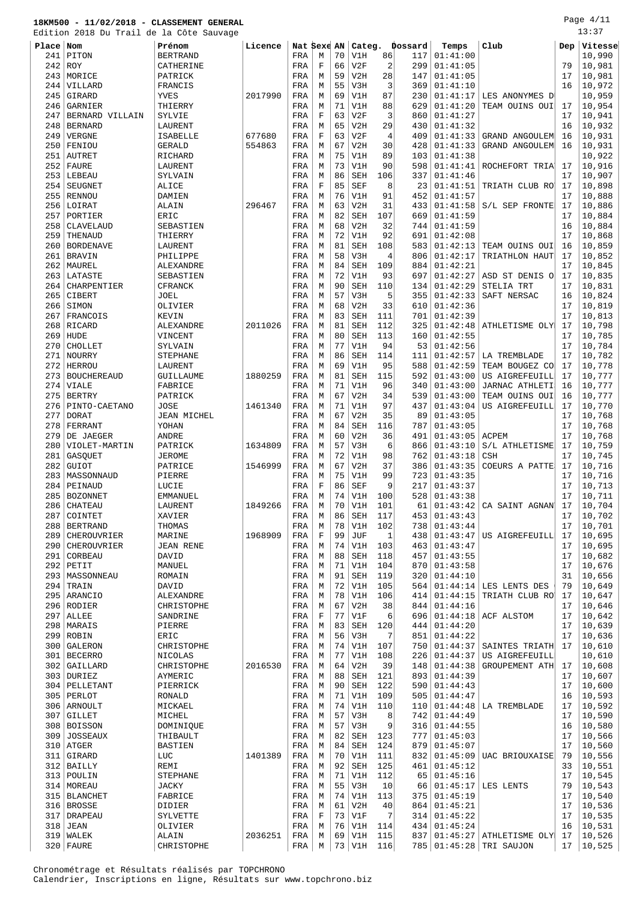**18KM500 - 11/02/2018 - CLASSEMENT GENERAL**

Edition 2018 Du Trail de la Côte Sauvage

| Place | Nom | Prénom | Licence | Nat | Sexe | AN | Categ. | | Dossard | Temps | Club | Dep | Vitesse |
|---|---|---|---|---|---|---|---|---|---|---|---|---|---|
| 241 | PITON | BERTRAND | | FRA | M | 70 | V1H | 86 | 117 | 01:41:00 | | | 10,990 |
| 242 | ROY | CATHERINE | | FRA | F | 66 | V2F | 2 | 299 | 01:41:05 | | 79 | 10,981 |
| 243 | MORICE | PATRICK | | FRA | M | 59 | V2H | 28 | 147 | 01:41:05 | | 17 | 10,981 |
| 244 | VILLARD | FRANCIS | | FRA | M | 55 | V3H | 3 | 369 | 01:41:10 | | 16 | 10,972 |
| 245 | GIRARD | YVES | 2017990 | FRA | M | 69 | V1H | 87 | 230 | 01:41:17 | LES ANONYMES D | | 10,959 |
| 246 | GARNIER | THIERRY | | FRA | M | 71 | V1H | 88 | 629 | 01:41:20 | TEAM OUINS OUI | 17 | 10,954 |
| 247 | BERNARD VILLAIN | SYLVIE | | FRA | F | 63 | V2F | 3 | 860 | 01:41:27 | | 17 | 10,941 |
| 248 | BERNARD | LAURENT | | FRA | M | 65 | V2H | 29 | 430 | 01:41:32 | | 16 | 10,932 |
| 249 | VERGNE | ISABELLE | 677680 | FRA | F | 63 | V2F | 4 | 409 | 01:41:33 | GRAND ANGOULEM | 16 | 10,931 |
| 250 | FENIOU | GERALD | 554863 | FRA | M | 67 | V2H | 30 | 428 | 01:41:33 | GRAND ANGOULEM | 16 | 10,931 |
| 251 | AUTRET | RICHARD | | FRA | M | 75 | V1H | 89 | 103 | 01:41:38 | | | 10,922 |
| 252 | FAURE | LAURENT | | FRA | M | 73 | V1H | 90 | 598 | 01:41:41 | ROCHEFORT TRIA | 17 | 10,916 |
| 253 | LEBEAU | SYLVAIN | | FRA | M | 86 | SEH | 106 | 337 | 01:41:46 | | 17 | 10,907 |
| 254 | SEUGNET | ALICE | | FRA | F | 85 | SEF | 8 | 23 | 01:41:51 | TRIATH CLUB RO | 17 | 10,898 |
| 255 | RENNOU | DAMIEN | | FRA | M | 76 | V1H | 91 | 452 | 01:41:57 | | 17 | 10,888 |
| 256 | LOIRAT | ALAIN | 296467 | FRA | M | 63 | V2H | 31 | 433 | 01:41:58 | S/L SEP FRONTE | 17 | 10,886 |
| 257 | PORTIER | ERIC | | FRA | M | 82 | SEH | 107 | 669 | 01:41:59 | | 17 | 10,884 |
| 258 | CLAVELAUD | SEBASTIEN | | FRA | M | 68 | V2H | 32 | 744 | 01:41:59 | | 16 | 10,884 |
| 259 | THENAUD | THIERRY | | FRA | M | 72 | V1H | 92 | 691 | 01:42:08 | | 17 | 10,868 |
| 260 | BORDENAVE | LAURENT | | FRA | M | 81 | SEH | 108 | 583 | 01:42:13 | TEAM OUINS OUI | 16 | 10,859 |
| 261 | BRAVIN | PHILIPPE | | FRA | M | 58 | V3H | 4 | 806 | 01:42:17 | TRIATHLON HAUT | 17 | 10,852 |
| 262 | MAUREL | ALEXANDRE | | FRA | M | 84 | SEH | 109 | 884 | 01:42:21 | | 17 | 10,845 |
| 263 | LATASTE | SEBASTIEN | | FRA | M | 72 | V1H | 93 | 697 | 01:42:27 | ASD ST DENIS O | 17 | 10,835 |
| 264 | CHARPENTIER | CFRANCK | | FRA | M | 90 | SEH | 110 | 134 | 01:42:29 | STELIA TRT | 17 | 10,831 |
| 265 | CIBERT | JOEL | | FRA | M | 57 | V3H | 5 | 355 | 01:42:33 | SAFT NERSAC | 16 | 10,824 |
| 266 | SIMON | OLIVIER | | FRA | M | 68 | V2H | 33 | 610 | 01:42:36 | | 17 | 10,819 |
| 267 | FRANCOIS | KEVIN | | FRA | M | 83 | SEH | 111 | 701 | 01:42:39 | | 17 | 10,813 |
| 268 | RICARD | ALEXANDRE | 2011026 | FRA | M | 81 | SEH | 112 | 325 | 01:42:48 | ATHLETISME OLY | 17 | 10,798 |
| 269 | HUDE | VINCENT | | FRA | M | 80 | SEH | 113 | 160 | 01:42:55 | | 17 | 10,785 |
| 270 | CHOLLET | SYLVAIN | | FRA | M | 77 | V1H | 94 | 53 | 01:42:56 | | 17 | 10,784 |
| 271 | NOURRY | STEPHANE | | FRA | M | 86 | SEH | 114 | 111 | 01:42:57 | LA TREMBLADE | 17 | 10,782 |
| 272 | HERROU | LAURENT | | FRA | M | 69 | V1H | 95 | 588 | 01:42:59 | TEAM BOUGEZ CO | 17 | 10,778 |
| 273 | BOUCHEREAUD | GUILLAUME | 1880259 | FRA | M | 81 | SEH | 115 | 592 | 01:43:00 | US AIGREFEUILL | 17 | 10,777 |
| 274 | VIALE | FABRICE | | FRA | M | 71 | V1H | 96 | 340 | 01:43:00 | JARNAC ATHLETI | 16 | 10,777 |
| 275 | BERTRY | PATRICK | | FRA | M | 67 | V2H | 34 | 539 | 01:43:00 | TEAM OUINS OUI | 16 | 10,777 |
| 276 | PINTO-CAETANO | JOSE | 1461340 | FRA | M | 71 | V1H | 97 | 437 | 01:43:04 | US AIGREFEUILL | 17 | 10,770 |
| 277 | DORAT | JEAN MICHEL | | FRA | M | 67 | V2H | 35 | 89 | 01:43:05 | | 17 | 10,768 |
| 278 | FERRANT | YOHAN | | FRA | M | 84 | SEH | 116 | 787 | 01:43:05 | | 17 | 10,768 |
| 279 | DE JAEGER | ANDRE | | FRA | M | 60 | V2H | 36 | 491 | 01:43:05 | ACPEM | 17 | 10,768 |
| 280 | VIOLET-MARTIN | PATRICK | 1634809 | FRA | M | 57 | V3H | 6 | 866 | 01:43:10 | S/L ATHLETISME | 17 | 10,759 |
| 281 | GASQUET | JEROME | | FRA | M | 72 | V1H | 98 | 762 | 01:43:18 | CSH | 17 | 10,745 |
| 282 | GUIOT | PATRICE | 1546999 | FRA | M | 67 | V2H | 37 | 386 | 01:43:35 | COEURS A PATTE | 17 | 10,716 |
| 283 | MASSONNAUD | PIERRE | | FRA | M | 75 | V1H | 99 | 723 | 01:43:35 | | 17 | 10,716 |
| 284 | PEINAUD | LUCIE | | FRA | F | 86 | SEF | 9 | 217 | 01:43:37 | | 17 | 10,713 |
| 285 | BOZONNET | EMMANUEL | | FRA | M | 74 | V1H | 100 | 528 | 01:43:38 | | 17 | 10,711 |
| 286 | CHATEAU | LAURENT | 1849266 | FRA | M | 70 | V1H | 101 | 61 | 01:43:42 | CA SAINT AGNAN | 17 | 10,704 |
| 287 | COINTET | XAVIER | | FRA | M | 86 | SEH | 117 | 453 | 01:43:43 | | 17 | 10,702 |
| 288 | BERTRAND | THOMAS | | FRA | M | 78 | V1H | 102 | 738 | 01:43:44 | | 17 | 10,701 |
| 289 | CHEROUVRIER | MARINE | 1968909 | FRA | F | 99 | JUF | 1 | 438 | 01:43:47 | US AIGREFEUILL | 17 | 10,695 |
| 290 | CHEROUVRIER | JEAN RENE | | FRA | M | 74 | V1H | 103 | 463 | 01:43:47 | | 17 | 10,695 |
| 291 | CORBEAU | DAVID | | FRA | M | 88 | SEH | 118 | 457 | 01:43:55 | | 17 | 10,682 |
| 292 | PETIT | MANUEL | | FRA | M | 71 | V1H | 104 | 870 | 01:43:58 | | 17 | 10,676 |
| 293 | MASSONNEAU | ROMAIN | | FRA | M | 91 | SEH | 119 | 320 | 01:44:10 | | 31 | 10,656 |
| 294 | TRAIN | DAVID | | FRA | M | 72 | V1H | 105 | 564 | 01:44:14 | LES LENTS DES | 79 | 10,649 |
| 295 | ARANCIO | ALEXANDRE | | FRA | M | 78 | V1H | 106 | 414 | 01:44:15 | TRIATH CLUB RO | 17 | 10,647 |
| 296 | RODIER | CHRISTOPHE | | FRA | M | 67 | V2H | 38 | 844 | 01:44:16 | | 17 | 10,646 |
| 297 | ALLEE | SANDRINE | | FRA | F | 77 | V1F | 6 | 696 | 01:44:18 | ACF ALSTOM | 17 | 10,642 |
| 298 | MARAIS | PIERRE | | FRA | M | 83 | SEH | 120 | 444 | 01:44:20 | | 17 | 10,639 |
| 299 | ROBIN | ERIC | | FRA | M | 56 | V3H | 7 | 851 | 01:44:22 | | 17 | 10,636 |
| 300 | GALERON | CHRISTOPHE | | FRA | M | 74 | V1H | 107 | 750 | 01:44:37 | SAINTES TRIATH | 17 | 10,610 |
| 301 | BECERRO | NICOLAS | | FRA | M | 77 | V1H | 108 | 226 | 01:44:37 | US AIGREFEUILL | | 10,610 |
| 302 | GAILLARD | CHRISTOPHE | 2016530 | FRA | M | 64 | V2H | 39 | 148 | 01:44:38 | GROUPEMENT ATH | 17 | 10,608 |
| 303 | DURIEZ | AYMERIC | | FRA | M | 88 | SEH | 121 | 893 | 01:44:39 | | 17 | 10,607 |
| 304 | PELLETANT | PIERRICK | | FRA | M | 90 | SEH | 122 | 590 | 01:44:43 | | 17 | 10,600 |
| 305 | PERLOT | RONALD | | FRA | M | 71 | V1H | 109 | 505 | 01:44:47 | | 16 | 10,593 |
| 306 | ARNOULT | MICKAEL | | FRA | M | 74 | V1H | 110 | 110 | 01:44:48 | LA TREMBLADE | 17 | 10,592 |
| 307 | GILLET | MICHEL | | FRA | M | 57 | V3H | 8 | 742 | 01:44:49 | | 17 | 10,590 |
| 308 | BOISSON | DOMINIQUE | | FRA | M | 57 | V3H | 9 | 316 | 01:44:55 | | 16 | 10,580 |
| 309 | JOSSEAUX | THIBAULT | | FRA | M | 82 | SEH | 123 | 777 | 01:45:03 | | 17 | 10,566 |
| 310 | ATGER | BASTIEN | | FRA | M | 84 | SEH | 124 | 879 | 01:45:07 | | 17 | 10,560 |
| 311 | GIRARD | LUC | 1401389 | FRA | M | 70 | V1H | 111 | 832 | 01:45:09 | UAC BRIOUXAISE | 79 | 10,556 |
| 312 | BAILLY | REMI | | FRA | M | 92 | SEH | 125 | 461 | 01:45:12 | | 33 | 10,551 |
| 313 | POULIN | STEPHANE | | FRA | M | 71 | V1H | 112 | 65 | 01:45:16 | | 17 | 10,545 |
| 314 | MOREAU | JACKY | | FRA | M | 55 | V3H | 10 | 66 | 01:45:17 | LES LENTS | 79 | 10,543 |
| 315 | BLANCHET | FABRICE | | FRA | M | 74 | V1H | 113 | 375 | 01:45:19 | | 17 | 10,540 |
| 316 | BROSSE | DIDIER | | FRA | M | 61 | V2H | 40 | 864 | 01:45:21 | | 17 | 10,536 |
| 317 | DRAPEAU | SYLVETTE | | FRA | F | 73 | V1F | 7 | 314 | 01:45:22 | | 17 | 10,535 |
| 318 | JEAN | OLIVIER | | FRA | M | 76 | V1H | 114 | 434 | 01:45:24 | | 16 | 10,531 |
| 319 | WALEK | ALAIN | 2036251 | FRA | M | 69 | V1H | 115 | 837 | 01:45:27 | ATHLETISME OLY | 17 | 10,526 |
| 320 | FAURE | CHRISTOPHE | | FRA | M | 73 | V1H | 116 | 785 | 01:45:28 | TRI SAUJON | 17 | 10,525 |

Chronométrage et Résultats réalisés par TOPCHRONO
Calendrier, Inscriptions en ligne, Résultats sur www.topchrono.biz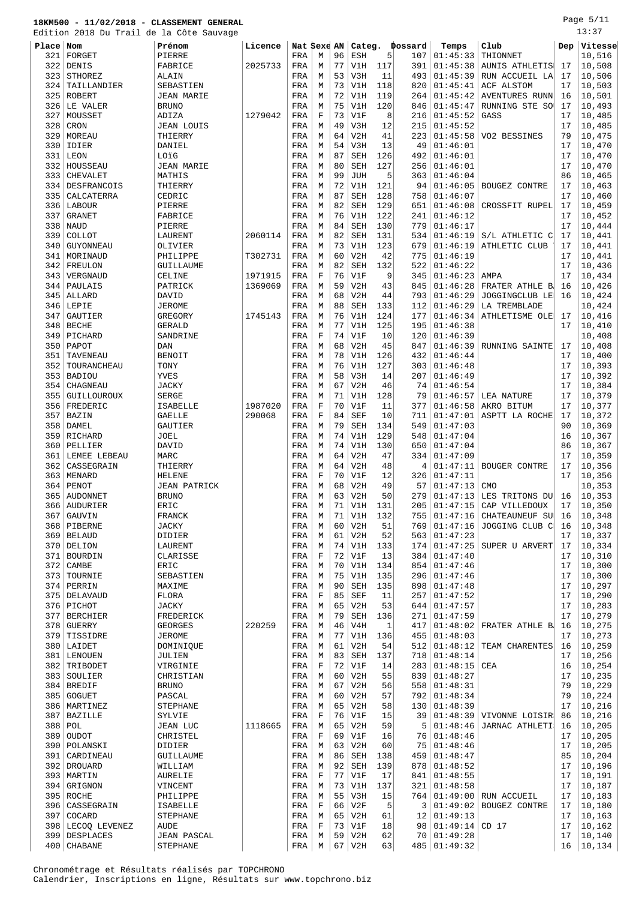# 18KM500 - 11/02/2018 - CLASSEMENT GENERAL

Edition 2018 Du Trail de la Côte Sauvage

13:37

| Place | Nom | Prénom | Licence | Nat | Sexe | AN | Categ. | | Dossard | Temps | Club | Dep | Vitesse |
|---|---|---|---|---|---|---|---|---|---|---|---|---|---|
| 321 | FORGET | PIERRE | | FRA | M | 96 | ESH | 5 | 107 | 01:45:33 | THIONNET | | 10,516 |
| 322 | DENIS | FABRICE | 2025733 | FRA | M | 77 | V1H | 117 | 391 | 01:45:38 | AUNIS ATHLETIS | 17 | 10,508 |
| 323 | STHOREZ | ALAIN | | FRA | M | 53 | V3H | 11 | 493 | 01:45:39 | RUN ACCUEIL LA | 17 | 10,506 |
| 324 | TAILLANDIER | SEBASTIEN | | FRA | M | 73 | V1H | 118 | 820 | 01:45:41 | ACF ALSTOM | 17 | 10,503 |
| 325 | ROBERT | JEAN MARIE | | FRA | M | 72 | V1H | 119 | 264 | 01:45:42 | AVENTURES RUNN | 16 | 10,501 |
| 326 | LE VALER | BRUNO | | FRA | M | 75 | V1H | 120 | 846 | 01:45:47 | RUNNING STE SO | 17 | 10,493 |
| 327 | MOUSSET | ADIZA | 1279042 | FRA | F | 73 | V1F | 8 | 216 | 01:45:52 | GASS | 17 | 10,485 |
| 328 | CRON | JEAN LOUIS | | FRA | M | 49 | V3H | 12 | 215 | 01:45:52 | | 17 | 10,485 |
| 329 | MOREAU | THIERRY | | FRA | M | 64 | V2H | 41 | 223 | 01:45:58 | VO2 BESSINES | 79 | 10,475 |
| 330 | IDIER | DANIEL | | FRA | M | 54 | V3H | 13 | 49 | 01:46:01 | | 17 | 10,470 |
| 331 | LEON | LOïG | | FRA | M | 87 | SEH | 126 | 492 | 01:46:01 | | 17 | 10,470 |
| 332 | HOUSSEAU | JEAN MARIE | | FRA | M | 80 | SEH | 127 | 256 | 01:46:01 | | 17 | 10,470 |
| 333 | CHEVALET | MATHIS | | FRA | M | 99 | JUH | 5 | 363 | 01:46:04 | | 86 | 10,465 |
| 334 | DESFRANCOIS | THIERRY | | FRA | M | 72 | V1H | 121 | 94 | 01:46:05 | BOUGEZ CONTRE | 17 | 10,463 |
| 335 | CALCATERRA | CEDRIC | | FRA | M | 87 | SEH | 128 | 758 | 01:46:07 | | 17 | 10,460 |
| 336 | LABOUR | PIERRE | | FRA | M | 82 | SEH | 129 | 651 | 01:46:08 | CROSSFIT RUPEL | 17 | 10,459 |
| 337 | GRANET | FABRICE | | FRA | M | 76 | V1H | 122 | 241 | 01:46:12 | | 17 | 10,452 |
| 338 | NAUD | PIERRE | | FRA | M | 84 | SEH | 130 | 779 | 01:46:17 | | 17 | 10,444 |
| 339 | COLLOT | LAURENT | 2060114 | FRA | M | 82 | SEH | 131 | 534 | 01:46:19 | S/L ATHLETIC C | 17 | 10,441 |
| 340 | GUYONNEAU | OLIVIER | | FRA | M | 73 | V1H | 123 | 679 | 01:46:19 | ATHLETIC CLUB | 17 | 10,441 |
| 341 | MORINAUD | PHILIPPE | T302731 | FRA | M | 60 | V2H | 42 | 775 | 01:46:19 | | 17 | 10,441 |
| 342 | FREULON | GUILLAUME | | FRA | M | 82 | SEH | 132 | 522 | 01:46:22 | | 17 | 10,436 |
| 343 | VERGNAUD | CELINE | 1971915 | FRA | F | 76 | V1F | 9 | 345 | 01:46:23 | AMPA | 17 | 10,434 |
| 344 | PAULAIS | PATRICK | 1369069 | FRA | M | 59 | V2H | 43 | 845 | 01:46:28 | FRATER ATHLE B | 16 | 10,426 |
| 345 | ALLARD | DAVID | | FRA | M | 68 | V2H | 44 | 793 | 01:46:29 | JOGGINGCLUB LE | 16 | 10,424 |
| 346 | LEPIE | JEROME | | FRA | M | 88 | SEH | 133 | 112 | 01:46:29 | LA TREMBLADE | | 10,424 |
| 347 | GAUTIER | GREGORY | 1745143 | FRA | M | 76 | V1H | 124 | 177 | 01:46:34 | ATHLETISME OLE | 17 | 10,416 |
| 348 | BECHE | GERALD | | FRA | M | 77 | V1H | 125 | 195 | 01:46:38 | | 17 | 10,410 |
| 349 | PICHARD | SANDRINE | | FRA | F | 74 | V1F | 10 | 120 | 01:46:39 | | | 10,408 |
| 350 | PAPOT | DAN | | FRA | M | 68 | V2H | 45 | 847 | 01:46:39 | RUNNING SAINTE | 17 | 10,408 |
| 351 | TAVENEAU | BENOIT | | FRA | M | 78 | V1H | 126 | 432 | 01:46:44 | | 17 | 10,400 |
| 352 | TOURANCHEAU | TONY | | FRA | M | 76 | V1H | 127 | 303 | 01:46:48 | | 17 | 10,393 |
| 353 | BADIOU | YVES | | FRA | M | 58 | V3H | 14 | 207 | 01:46:49 | | 17 | 10,392 |
| 354 | CHAGNEAU | JACKY | | FRA | M | 67 | V2H | 46 | 74 | 01:46:54 | | 17 | 10,384 |
| 355 | GUILLOUROUX | SERGE | | FRA | M | 71 | V1H | 128 | 79 | 01:46:57 | LEA NATURE | 17 | 10,379 |
| 356 | FREDERIC | ISABELLE | 1987020 | FRA | F | 70 | V1F | 11 | 377 | 01:46:58 | AKRO BITUM | 17 | 10,377 |
| 357 | BAZIN | GAELLE | 290068 | FRA | F | 84 | SEF | 10 | 711 | 01:47:01 | ASPTT LA ROCHE | 17 | 10,372 |
| 358 | DAMEL | GAUTIER | | FRA | M | 79 | SEH | 134 | 549 | 01:47:03 | | 90 | 10,369 |
| 359 | RICHARD | JOEL | | FRA | M | 74 | V1H | 129 | 548 | 01:47:04 | | 16 | 10,367 |
| 360 | PELLIER | DAVID | | FRA | M | 74 | V1H | 130 | 650 | 01:47:04 | | 86 | 10,367 |
| 361 | LEMEE LEBEAU | MARC | | FRA | M | 64 | V2H | 47 | 334 | 01:47:09 | | 17 | 10,359 |
| 362 | CASSEGRAIN | THIERRY | | FRA | M | 64 | V2H | 48 | 4 | 01:47:11 | BOUGER CONTRE | 17 | 10,356 |
| 363 | MENARD | HELENE | | FRA | F | 70 | V1F | 12 | 326 | 01:47:11 | | 17 | 10,356 |
| 364 | PENOT | JEAN PATRICK | | FRA | M | 68 | V2H | 49 | 57 | 01:47:13 | CMO | | 10,353 |
| 365 | AUDONNET | BRUNO | | FRA | M | 63 | V2H | 50 | 279 | 01:47:13 | LES TRITONS DU | 16 | 10,353 |
| 366 | AUDURIER | ERIC | | FRA | M | 71 | V1H | 131 | 205 | 01:47:15 | CAP VILLEDOUX | 17 | 10,350 |
| 367 | GAUVIN | FRANCK | | FRA | M | 71 | V1H | 132 | 755 | 01:47:16 | CHATEAUNEUF SU | 16 | 10,348 |
| 368 | PIBERNE | JACKY | | FRA | M | 60 | V2H | 51 | 769 | 01:47:16 | JOGGING CLUB C | 16 | 10,348 |
| 369 | BELAUD | DIDIER | | FRA | M | 61 | V2H | 52 | 563 | 01:47:23 | | 17 | 10,337 |
| 370 | DELION | LAURENT | | FRA | M | 74 | V1H | 133 | 174 | 01:47:25 | SUPER U ARVERT | 17 | 10,334 |
| 371 | BOURDIN | CLARISSE | | FRA | F | 72 | V1F | 13 | 384 | 01:47:40 | | 17 | 10,310 |
| 372 | CAMBE | ERIC | | FRA | M | 70 | V1H | 134 | 854 | 01:47:46 | | 17 | 10,300 |
| 373 | TOURNIE | SEBASTIEN | | FRA | M | 75 | V1H | 135 | 296 | 01:47:46 | | 17 | 10,300 |
| 374 | PERRIN | MAXIME | | FRA | M | 90 | SEH | 135 | 898 | 01:47:48 | | 17 | 10,297 |
| 375 | DELAVAUD | FLORA | | FRA | F | 85 | SEF | 11 | 257 | 01:47:52 | | 17 | 10,290 |
| 376 | PICHOT | JACKY | | FRA | M | 65 | V2H | 53 | 644 | 01:47:57 | | 17 | 10,283 |
| 377 | BERCHIER | FREDERICK | | FRA | M | 79 | SEH | 136 | 271 | 01:47:59 | | 17 | 10,279 |
| 378 | GUERRY | GEORGES | 220259 | FRA | M | 46 | V4H | 1 | 417 | 01:48:02 | FRATER ATHLE B | 16 | 10,275 |
| 379 | TISSIDRE | JEROME | | FRA | M | 77 | V1H | 136 | 455 | 01:48:03 | | 17 | 10,273 |
| 380 | LAIDET | DOMINIQUE | | FRA | M | 61 | V2H | 54 | 512 | 01:48:12 | TEAM CHARENTES | 16 | 10,259 |
| 381 | LENOUEN | JULIEN | | FRA | M | 83 | SEH | 137 | 718 | 01:48:14 | | 17 | 10,256 |
| 382 | TRIBODET | VIRGINIE | | FRA | F | 72 | V1F | 14 | 283 | 01:48:15 | CEA | 16 | 10,254 |
| 383 | SOULIER | CHRISTIAN | | FRA | M | 60 | V2H | 55 | 839 | 01:48:27 | | 17 | 10,235 |
| 384 | BREDIF | BRUNO | | FRA | M | 67 | V2H | 56 | 558 | 01:48:31 | | 79 | 10,229 |
| 385 | GOGUET | PASCAL | | FRA | M | 60 | V2H | 57 | 792 | 01:48:34 | | 79 | 10,224 |
| 386 | MARTINEZ | STEPHANE | | FRA | M | 65 | V2H | 58 | 130 | 01:48:39 | | 17 | 10,216 |
| 387 | BAZILLE | SYLVIE | | FRA | F | 76 | V1F | 15 | 39 | 01:48:39 | VIVONNE LOISIR | 86 | 10,216 |
| 388 | POL | JEAN LUC | 1118665 | FRA | M | 65 | V2H | 59 | 5 | 01:48:46 | JARNAC ATHLETI | 16 | 10,205 |
| 389 | OUDOT | CHRISTEL | | FRA | F | 69 | V1F | 16 | 76 | 01:48:46 | | 17 | 10,205 |
| 390 | POLANSKI | DIDIER | | FRA | M | 63 | V2H | 60 | 75 | 01:48:46 | | 17 | 10,205 |
| 391 | CARDINEAU | GUILLAUME | | FRA | M | 86 | SEH | 138 | 459 | 01:48:47 | | 85 | 10,204 |
| 392 | DROUARD | WILLIAM | | FRA | M | 92 | SEH | 139 | 878 | 01:48:52 | | 17 | 10,196 |
| 393 | MARTIN | AURELIE | | FRA | F | 77 | V1F | 17 | 841 | 01:48:55 | | 17 | 10,191 |
| 394 | GRIGNON | VINCENT | | FRA | M | 73 | V1H | 137 | 321 | 01:48:58 | | 17 | 10,187 |
| 395 | ROCHE | PHILIPPE | | FRA | M | 55 | V3H | 15 | 764 | 01:49:00 | RUN ACCUEIL | 17 | 10,183 |
| 396 | CASSEGRAIN | ISABELLE | | FRA | F | 66 | V2F | 5 | 3 | 01:49:02 | BOUGEZ CONTRE | 17 | 10,180 |
| 397 | COCARD | STEPHANE | | FRA | M | 65 | V2H | 61 | 12 | 01:49:13 | | 17 | 10,163 |
| 398 | LECOQ LEVENEZ | AUDE | | FRA | F | 73 | V1F | 18 | 98 | 01:49:14 | CD 17 | 17 | 10,162 |
| 399 | DESPLACES | JEAN PASCAL | | FRA | M | 59 | V2H | 62 | 70 | 01:49:28 | | 17 | 10,140 |
| 400 | CHABANE | STEPHANE | | FRA | M | 67 | V2H | 63 | 485 | 01:49:32 | | 16 | 10,134 |

Chronométrage et Résultats réalisés par TOPCHRONO
Calendrier, Inscriptions en ligne, Résultats sur www.topchrono.biz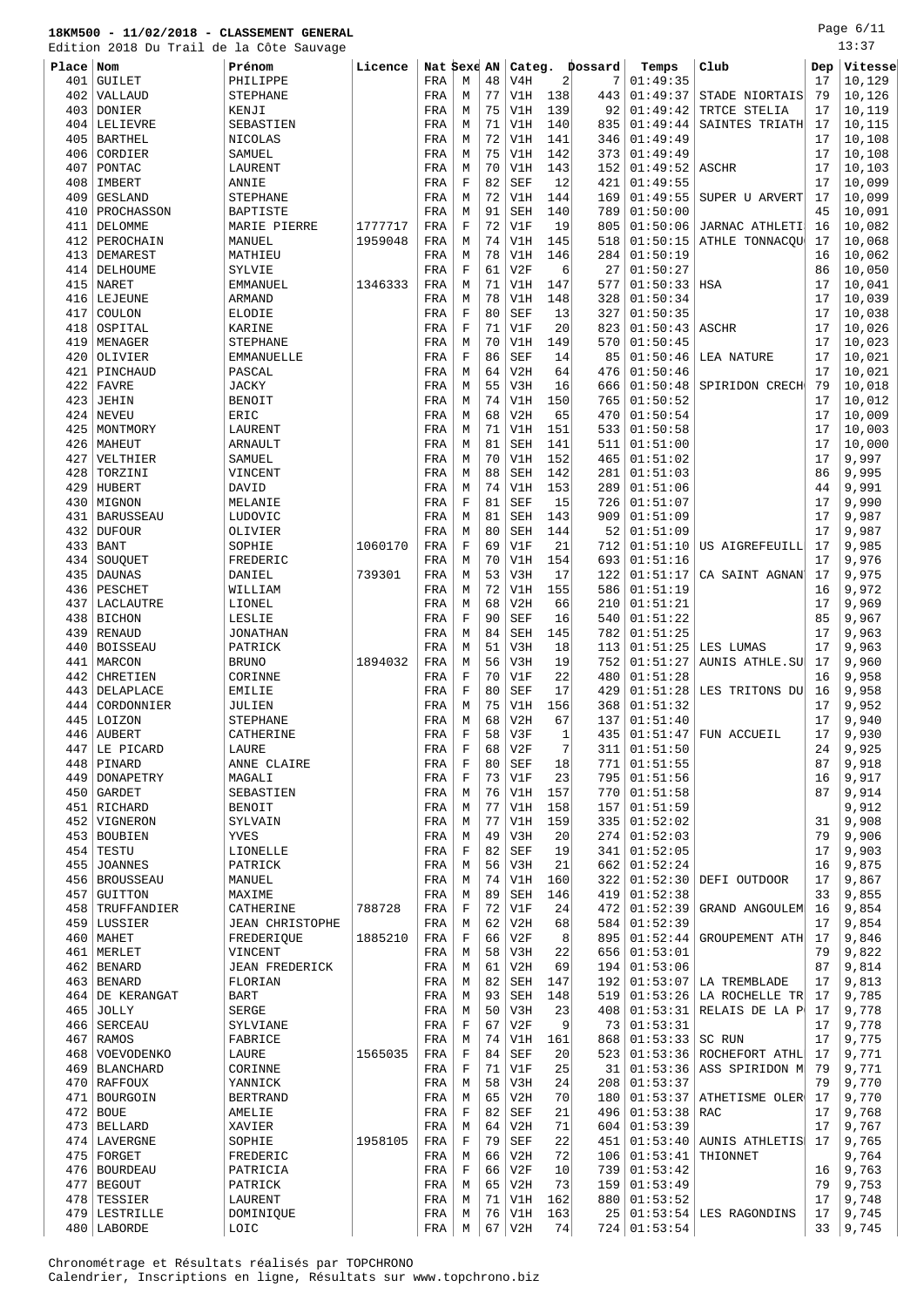**18KM500 - 11/02/2018 - CLASSEMENT GENERAL**

Edition 2018 Du Trail de la Côte Sauvage

| Place | Nom | Prénom | Licence | Nat | Sexe | AN | Categ. | | Dossard | Temps | Club | Dep | Vitesse |
|---|---|---|---|---|---|---|---|---|---|---|---|---|---|
| 401 | GUILET | PHILIPPE | | FRA | M | 48 | V4H | 2 | 7 | 01:49:35 | | 17 | 10,129 |
| 402 | VALLAUD | STEPHANE | | FRA | M | 77 | V1H | 138 | 443 | 01:49:37 | STADE NIORTAIS | 79 | 10,126 |
| 403 | DONIER | KENJI | | FRA | M | 75 | V1H | 139 | 92 | 01:49:42 | TRTCE STELIA | 17 | 10,119 |
| 404 | LELIEVRE | SEBASTIEN | | FRA | M | 71 | V1H | 140 | 835 | 01:49:44 | SAINTES TRIATH | 17 | 10,115 |
| 405 | BARTHEL | NICOLAS | | FRA | M | 72 | V1H | 141 | 346 | 01:49:49 | | 17 | 10,108 |
| 406 | CORDIER | SAMUEL | | FRA | M | 75 | V1H | 142 | 373 | 01:49:49 | | 17 | 10,108 |
| 407 | PONTAC | LAURENT | | FRA | M | 70 | V1H | 143 | 152 | 01:49:52 | ASCHR | 17 | 10,103 |
| 408 | IMBERT | ANNIE | | FRA | F | 82 | SEF | 12 | 421 | 01:49:55 | | 17 | 10,099 |
| 409 | GESLAND | STEPHANE | | FRA | M | 72 | V1H | 144 | 169 | 01:49:55 | SUPER U ARVERT | 17 | 10,099 |
| 410 | PROCHASSON | BAPTISTE | | FRA | M | 91 | SEH | 140 | 789 | 01:50:00 | | 45 | 10,091 |
| 411 | DELOMME | MARIE PIERRE | 1777717 | FRA | F | 72 | V1F | 19 | 805 | 01:50:06 | JARNAC ATHLETI | 16 | 10,082 |
| 412 | PEROCHAIN | MANUEL | 1959048 | FRA | M | 74 | V1H | 145 | 518 | 01:50:15 | ATHLE TONNACQU | 17 | 10,068 |
| 413 | DEMAREST | MATHIEU | | FRA | M | 78 | V1H | 146 | 284 | 01:50:19 | | 16 | 10,062 |
| 414 | DELHOUME | SYLVIE | | FRA | F | 61 | V2F | 6 | 27 | 01:50:27 | | 86 | 10,050 |
| 415 | NARET | EMMANUEL | 1346333 | FRA | M | 71 | V1H | 147 | 577 | 01:50:33 | HSA | 17 | 10,041 |
| 416 | LEJEUNE | ARMAND | | FRA | M | 78 | V1H | 148 | 328 | 01:50:34 | | 17 | 10,039 |
| 417 | COULON | ELODIE | | FRA | F | 80 | SEF | 13 | 327 | 01:50:35 | | 17 | 10,038 |
| 418 | OSPITAL | KARINE | | FRA | F | 71 | V1F | 20 | 823 | 01:50:43 | ASCHR | 17 | 10,026 |
| 419 | MENAGER | STEPHANE | | FRA | M | 70 | V1H | 149 | 570 | 01:50:45 | | 17 | 10,023 |
| 420 | OLIVIER | EMMANUELLE | | FRA | F | 86 | SEF | 14 | 85 | 01:50:46 | LEA NATURE | 17 | 10,021 |
| 421 | PINCHAUD | PASCAL | | FRA | M | 64 | V2H | 64 | 476 | 01:50:46 | | 17 | 10,021 |
| 422 | FAVRE | JACKY | | FRA | M | 55 | V3H | 16 | 666 | 01:50:48 | SPIRIDON CRECH | 79 | 10,018 |
| 423 | JEHIN | BENOIT | | FRA | M | 74 | V1H | 150 | 765 | 01:50:52 | | 17 | 10,012 |
| 424 | NEVEU | ERIC | | FRA | M | 68 | V2H | 65 | 470 | 01:50:54 | | 17 | 10,009 |
| 425 | MONTMORY | LAURENT | | FRA | M | 71 | V1H | 151 | 533 | 01:50:58 | | 17 | 10,003 |
| 426 | MAHEUT | ARNAULT | | FRA | M | 81 | SEH | 141 | 511 | 01:51:00 | | 17 | 10,000 |
| 427 | VELTHIER | SAMUEL | | FRA | M | 70 | V1H | 152 | 465 | 01:51:02 | | 17 | 9,997 |
| 428 | TORZINI | VINCENT | | FRA | M | 88 | SEH | 142 | 281 | 01:51:03 | | 86 | 9,995 |
| 429 | HUBERT | DAVID | | FRA | M | 74 | V1H | 153 | 289 | 01:51:06 | | 44 | 9,991 |
| 430 | MIGNON | MELANIE | | FRA | F | 81 | SEF | 15 | 726 | 01:51:07 | | 17 | 9,990 |
| 431 | BARUSSEAU | LUDOVIC | | FRA | M | 81 | SEH | 143 | 909 | 01:51:09 | | 17 | 9,987 |
| 432 | DUFOUR | OLIVIER | | FRA | M | 80 | SEH | 144 | 52 | 01:51:09 | | 17 | 9,987 |
| 433 | BANT | SOPHIE | 1060170 | FRA | F | 69 | V1F | 21 | 712 | 01:51:10 | US AIGREFEUILL | 17 | 9,985 |
| 434 | SOUQUET | FREDERIC | | FRA | M | 70 | V1H | 154 | 693 | 01:51:16 | | 17 | 9,976 |
| 435 | DAUNAS | DANIEL | 739301 | FRA | M | 53 | V3H | 17 | 122 | 01:51:17 | CA SAINT AGNAN | 17 | 9,975 |
| 436 | PESCHET | WILLIAM | | FRA | M | 72 | V1H | 155 | 586 | 01:51:19 | | 16 | 9,972 |
| 437 | LACLAUTRE | LIONEL | | FRA | M | 68 | V2H | 66 | 210 | 01:51:21 | | 17 | 9,969 |
| 438 | BICHON | LESLIE | | FRA | F | 90 | SEF | 16 | 540 | 01:51:22 | | 85 | 9,967 |
| 439 | RENAUD | JONATHAN | | FRA | M | 84 | SEH | 145 | 782 | 01:51:25 | | 17 | 9,963 |
| 440 | BOISSEAU | PATRICK | | FRA | M | 51 | V3H | 18 | 113 | 01:51:25 | LES LUMAS | 17 | 9,963 |
| 441 | MARCON | BRUNO | 1894032 | FRA | M | 56 | V3H | 19 | 752 | 01:51:27 | AUNIS ATHLE.SU | 17 | 9,960 |
| 442 | CHRETIEN | CORINNE | | FRA | F | 70 | V1F | 22 | 480 | 01:51:28 | | 16 | 9,958 |
| 443 | DELAPLACE | EMILIE | | FRA | F | 80 | SEF | 17 | 429 | 01:51:28 | LES TRITONS DU | 16 | 9,958 |
| 444 | CORDONNIER | JULIEN | | FRA | M | 75 | V1H | 156 | 368 | 01:51:32 | | 17 | 9,952 |
| 445 | LOIZON | STEPHANE | | FRA | M | 68 | V2H | 67 | 137 | 01:51:40 | | 17 | 9,940 |
| 446 | AUBERT | CATHERINE | | FRA | F | 58 | V3F | 1 | 435 | 01:51:47 | FUN ACCUEIL | 17 | 9,930 |
| 447 | LE PICARD | LAURE | | FRA | F | 68 | V2F | 7 | 311 | 01:51:50 | | 24 | 9,925 |
| 448 | PINARD | ANNE CLAIRE | | FRA | F | 80 | SEF | 18 | 771 | 01:51:55 | | 87 | 9,918 |
| 449 | DONAPETRY | MAGALI | | FRA | F | 73 | V1F | 23 | 795 | 01:51:56 | | 16 | 9,917 |
| 450 | GARDET | SEBASTIEN | | FRA | M | 76 | V1H | 157 | 770 | 01:51:58 | | 87 | 9,914 |
| 451 | RICHARD | BENOIT | | FRA | M | 77 | V1H | 158 | 157 | 01:51:59 | | | 9,912 |
| 452 | VIGNERON | SYLVAIN | | FRA | M | 77 | V1H | 159 | 335 | 01:52:02 | | 31 | 9,908 |
| 453 | BOUBIEN | YVES | | FRA | M | 49 | V3H | 20 | 274 | 01:52:03 | | 79 | 9,906 |
| 454 | TESTU | LIONELLE | | FRA | F | 82 | SEF | 19 | 341 | 01:52:05 | | 17 | 9,903 |
| 455 | JOANNES | PATRICK | | FRA | M | 56 | V3H | 21 | 662 | 01:52:24 | | 16 | 9,875 |
| 456 | BROUSSEAU | MANUEL | | FRA | M | 74 | V1H | 160 | 322 | 01:52:30 | DEFI OUTDOOR | 17 | 9,867 |
| 457 | GUITTON | MAXIME | | FRA | M | 89 | SEH | 146 | 419 | 01:52:38 | | 33 | 9,855 |
| 458 | TRUFFANDIER | CATHERINE | 788728 | FRA | F | 72 | V1F | 24 | 472 | 01:52:39 | GRAND ANGOULEM | 16 | 9,854 |
| 459 | LUSSIER | JEAN CHRISTOPHE | | FRA | M | 62 | V2H | 68 | 584 | 01:52:39 | | 17 | 9,854 |
| 460 | MAHET | FREDERIQUE | 1885210 | FRA | F | 66 | V2F | 8 | 895 | 01:52:44 | GROUPEMENT ATH | 17 | 9,846 |
| 461 | MERLET | VINCENT | | FRA | M | 58 | V3H | 22 | 656 | 01:53:01 | | 79 | 9,822 |
| 462 | BENARD | JEAN FREDERICK | | FRA | M | 61 | V2H | 69 | 194 | 01:53:06 | | 87 | 9,814 |
| 463 | BENARD | FLORIAN | | FRA | M | 82 | SEH | 147 | 192 | 01:53:07 | LA TREMBLADE | 17 | 9,813 |
| 464 | DE KERANGAT | BART | | FRA | M | 93 | SEH | 148 | 519 | 01:53:26 | LA ROCHELLE TR | 17 | 9,785 |
| 465 | JOLLY | SERGE | | FRA | M | 50 | V3H | 23 | 408 | 01:53:31 | RELAIS DE LA P | 17 | 9,778 |
| 466 | SERCEAU | SYLVIANE | | FRA | F | 67 | V2F | 9 | 73 | 01:53:31 | | 17 | 9,778 |
| 467 | RAMOS | FABRICE | | FRA | M | 74 | V1H | 161 | 868 | 01:53:33 | SC RUN | 17 | 9,775 |
| 468 | VOEVODENKO | LAURE | 1565035 | FRA | F | 84 | SEF | 20 | 523 | 01:53:36 | ROCHEFORT ATHL | 17 | 9,771 |
| 469 | BLANCHARD | CORINNE | | FRA | F | 71 | V1F | 25 | 31 | 01:53:36 | ASS SPIRIDON M | 79 | 9,771 |
| 470 | RAFFOUX | YANNICK | | FRA | M | 58 | V3H | 24 | 208 | 01:53:37 | | 79 | 9,770 |
| 471 | BOURGOIN | BERTRAND | | FRA | M | 65 | V2H | 70 | 180 | 01:53:37 | ATHETISME OLER | 17 | 9,770 |
| 472 | BOUE | AMELIE | | FRA | F | 82 | SEF | 21 | 496 | 01:53:38 | RAC | 17 | 9,768 |
| 473 | BELLARD | XAVIER | | FRA | M | 64 | V2H | 71 | 604 | 01:53:39 | | 17 | 9,767 |
| 474 | LAVERGNE | SOPHIE | 1958105 | FRA | F | 79 | SEF | 22 | 451 | 01:53:40 | AUNIS ATHLETIS | 17 | 9,765 |
| 475 | FORGET | FREDERIC | | FRA | M | 66 | V2H | 72 | 106 | 01:53:41 | THIONNET | | 9,764 |
| 476 | BOURDEAU | PATRICIA | | FRA | F | 66 | V2F | 10 | 739 | 01:53:42 | | 16 | 9,763 |
| 477 | BEGOUT | PATRICK | | FRA | M | 65 | V2H | 73 | 159 | 01:53:49 | | 79 | 9,753 |
| 478 | TESSIER | LAURENT | | FRA | M | 71 | V1H | 162 | 880 | 01:53:52 | | 17 | 9,748 |
| 479 | LESTRILLE | DOMINIQUE | | FRA | M | 76 | V1H | 163 | 25 | 01:53:54 | LES RAGONDINS | 17 | 9,745 |
| 480 | LABORDE | LOIC | | FRA | M | 67 | V2H | 74 | 724 | 01:53:54 | | 33 | 9,745 |

Chronométrage et Résultats réalisés par TOPCHRONO
Calendrier, Inscriptions en ligne, Résultats sur www.topchrono.biz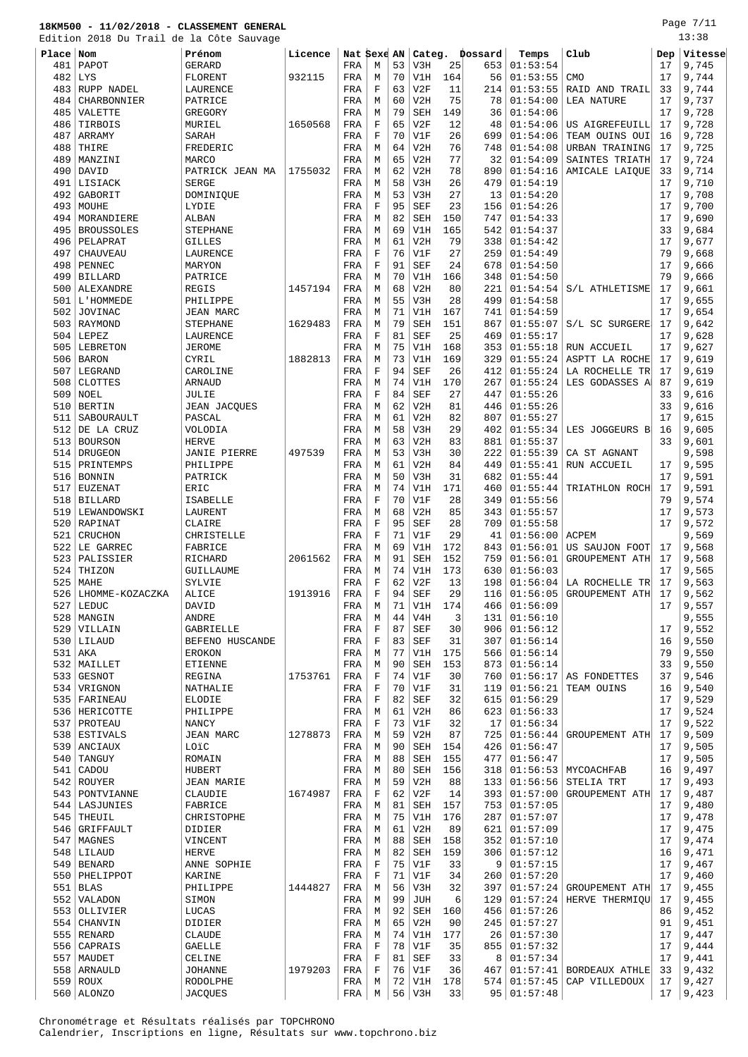**18KM500 - 11/02/2018 - CLASSEMENT GENERAL**

Edition 2018 Du Trail de la Côte Sauvage

13:38

| Place | Nom | Prénom | Licence | Nat | Sexe | AN | Categ. | | Dossard | Temps | Club | Dep | Vitesse |
|---|---|---|---|---|---|---|---|---|---|---|---|---|---|
| 481 | PAPOT | GERARD | | FRA | M | 53 | V3H | 25 | 653 | 01:53:54 | | 17 | 9,745 |
| 482 | LYS | FLORENT | 932115 | FRA | M | 70 | V1H | 164 | 56 | 01:53:55 | CMO | 17 | 9,744 |
| 483 | RUPP NADEL | LAURENCE | | FRA | F | 63 | V2F | 11 | 214 | 01:53:55 | RAID AND TRAIL | 33 | 9,744 |
| 484 | CHARBONNIER | PATRICE | | FRA | M | 60 | V2H | 75 | 78 | 01:54:00 | LEA NATURE | 17 | 9,737 |
| 485 | VALETTE | GREGORY | | FRA | M | 79 | SEH | 149 | 36 | 01:54:06 | | 17 | 9,728 |
| 486 | TIRBOIS | MURIEL | 1650568 | FRA | F | 65 | V2F | 12 | 48 | 01:54:06 | US AIGREFEUILL | 17 | 9,728 |
| 487 | ARRAMY | SARAH | | FRA | F | 70 | V1F | 26 | 699 | 01:54:06 | TEAM OUINS OUI | 16 | 9,728 |
| 488 | THIRE | FREDERIC | | FRA | M | 64 | V2H | 76 | 748 | 01:54:08 | URBAN TRAINING | 17 | 9,725 |
| 489 | MANZINI | MARCO | | FRA | M | 65 | V2H | 77 | 32 | 01:54:09 | SAINTES TRIATH | 17 | 9,724 |
| 490 | DAVID | PATRICK JEAN MA | 1755032 | FRA | M | 62 | V2H | 78 | 890 | 01:54:16 | AMICALE LAIQUE | 33 | 9,714 |
| 491 | LISIACK | SERGE | | FRA | M | 58 | V3H | 26 | 479 | 01:54:19 | | 17 | 9,710 |
| 492 | GABORIT | DOMINIQUE | | FRA | M | 53 | V3H | 27 | 13 | 01:54:20 | | 17 | 9,708 |
| 493 | MOUHE | LYDIE | | FRA | F | 95 | SEF | 23 | 156 | 01:54:26 | | 17 | 9,700 |
| 494 | MORANDIERE | ALBAN | | FRA | M | 82 | SEH | 150 | 747 | 01:54:33 | | 17 | 9,690 |
| 495 | BROUSSOLES | STEPHANE | | FRA | M | 69 | V1H | 165 | 542 | 01:54:37 | | 33 | 9,684 |
| 496 | PELAPRAT | GILLES | | FRA | M | 61 | V2H | 79 | 338 | 01:54:42 | | 17 | 9,677 |
| 497 | CHAUVEAU | LAURENCE | | FRA | F | 76 | V1F | 27 | 259 | 01:54:49 | | 79 | 9,668 |
| 498 | PENNEC | MARYON | | FRA | F | 91 | SEF | 24 | 678 | 01:54:50 | | 17 | 9,666 |
| 499 | BILLARD | PATRICE | | FRA | M | 70 | V1H | 166 | 348 | 01:54:50 | | 79 | 9,666 |
| 500 | ALEXANDRE | REGIS | 1457194 | FRA | M | 68 | V2H | 80 | 221 | 01:54:54 | S/L ATHLETISME | 17 | 9,661 |
| 501 | L'HOMMEDE | PHILIPPE | | FRA | M | 55 | V3H | 28 | 499 | 01:54:58 | | 17 | 9,655 |
| 502 | JOVINAC | JEAN MARC | | FRA | M | 71 | V1H | 167 | 741 | 01:54:59 | | 17 | 9,654 |
| 503 | RAYMOND | STEPHANE | 1629483 | FRA | M | 79 | SEH | 151 | 867 | 01:55:07 | S/L SC SURGERE | 17 | 9,642 |
| 504 | LEPEZ | LAURENCE | | FRA | F | 81 | SEF | 25 | 469 | 01:55:17 | | 17 | 9,628 |
| 505 | LEBRETON | JEROME | | FRA | M | 75 | V1H | 168 | 353 | 01:55:18 | RUN ACCUEIL | 17 | 9,627 |
| 506 | BARON | CYRIL | 1882813 | FRA | M | 73 | V1H | 169 | 329 | 01:55:24 | ASPTT LA ROCHE | 17 | 9,619 |
| 507 | LEGRAND | CAROLINE | | FRA | F | 94 | SEF | 26 | 412 | 01:55:24 | LA ROCHELLE TR | 17 | 9,619 |
| 508 | CLOTTES | ARNAUD | | FRA | M | 74 | V1H | 170 | 267 | 01:55:24 | LES GODASSES A | 87 | 9,619 |
| 509 | NOEL | JULIE | | FRA | F | 84 | SEF | 27 | 447 | 01:55:26 | | 33 | 9,616 |
| 510 | BERTIN | JEAN JACQUES | | FRA | M | 62 | V2H | 81 | 446 | 01:55:26 | | 33 | 9,616 |
| 511 | SABOURAULT | PASCAL | | FRA | M | 61 | V2H | 82 | 807 | 01:55:27 | | 17 | 9,615 |
| 512 | DE LA CRUZ | VOLODIA | | FRA | M | 58 | V3H | 29 | 402 | 01:55:34 | LES JOGGEURS B | 16 | 9,605 |
| 513 | BOURSON | HERVE | | FRA | M | 63 | V2H | 83 | 881 | 01:55:37 | | 33 | 9,601 |
| 514 | DRUGEON | JANIE PIERRE | 497539 | FRA | M | 53 | V3H | 30 | 222 | 01:55:39 | CA ST AGNANT | | 9,598 |
| 515 | PRINTEMPS | PHILIPPE | | FRA | M | 61 | V2H | 84 | 449 | 01:55:41 | RUN ACCUEIL | 17 | 9,595 |
| 516 | BONNIN | PATRICK | | FRA | M | 50 | V3H | 31 | 682 | 01:55:44 | | 17 | 9,591 |
| 517 | EUZENAT | ERIC | | FRA | M | 74 | V1H | 171 | 460 | 01:55:44 | TRIATHLON ROCH | 17 | 9,591 |
| 518 | BILLARD | ISABELLE | | FRA | F | 70 | V1F | 28 | 349 | 01:55:56 | | 79 | 9,574 |
| 519 | LEWANDOWSKI | LAURENT | | FRA | M | 68 | V2H | 85 | 343 | 01:55:57 | | 17 | 9,573 |
| 520 | RAPINAT | CLAIRE | | FRA | F | 95 | SEF | 28 | 709 | 01:55:58 | | 17 | 9,572 |
| 521 | CRUCHON | CHRISTELLE | | FRA | F | 71 | V1F | 29 | 41 | 01:56:00 | ACPEM | | 9,569 |
| 522 | LE GARREC | FABRICE | | FRA | M | 69 | V1H | 172 | 843 | 01:56:01 | US SAUJON FOOT | 17 | 9,568 |
| 523 | PALISSIER | RICHARD | 2061562 | FRA | M | 91 | SEH | 152 | 759 | 01:56:01 | GROUPEMENT ATH | 17 | 9,568 |
| 524 | THIZON | GUILLAUME | | FRA | M | 74 | V1H | 173 | 630 | 01:56:03 | | 17 | 9,565 |
| 525 | MAHE | SYLVIE | | FRA | F | 62 | V2F | 13 | 198 | 01:56:04 | LA ROCHELLE TR | 17 | 9,563 |
| 526 | LHOMME-KOZACZKA | ALICE | 1913916 | FRA | F | 94 | SEF | 29 | 116 | 01:56:05 | GROUPEMENT ATH | 17 | 9,562 |
| 527 | LEDUC | DAVID | | FRA | M | 71 | V1H | 174 | 466 | 01:56:09 | | 17 | 9,557 |
| 528 | MANGIN | ANDRE | | FRA | M | 44 | V4H | 3 | 131 | 01:56:10 | | | 9,555 |
| 529 | VILLAIN | GABRIELLE | | FRA | F | 87 | SEF | 30 | 906 | 01:56:12 | | 17 | 9,552 |
| 530 | LILAUD | BEFENO HUSCANDE | | FRA | F | 83 | SEF | 31 | 307 | 01:56:14 | | 16 | 9,550 |
| 531 | AKA | EROKON | | FRA | M | 77 | V1H | 175 | 566 | 01:56:14 | | 79 | 9,550 |
| 532 | MAILLET | ETIENNE | | FRA | M | 90 | SEH | 153 | 873 | 01:56:14 | | 33 | 9,550 |
| 533 | GESNOT | REGINA | 1753761 | FRA | F | 74 | V1F | 30 | 760 | 01:56:17 | AS FONDETTES | 37 | 9,546 |
| 534 | VRIGNON | NATHALIE | | FRA | F | 70 | V1F | 31 | 119 | 01:56:21 | TEAM OUINS | 16 | 9,540 |
| 535 | FARINEAU | ELODIE | | FRA | F | 82 | SEF | 32 | 615 | 01:56:29 | | 17 | 9,529 |
| 536 | HERICOTTE | PHILIPPE | | FRA | M | 61 | V2H | 86 | 623 | 01:56:33 | | 17 | 9,524 |
| 537 | PROTEAU | NANCY | | FRA | F | 73 | V1F | 32 | 17 | 01:56:34 | | 17 | 9,522 |
| 538 | ESTIVALS | JEAN MARC | 1278873 | FRA | M | 59 | V2H | 87 | 725 | 01:56:44 | GROUPEMENT ATH | 17 | 9,509 |
| 539 | ANCIAUX | LOïC | | FRA | M | 90 | SEH | 154 | 426 | 01:56:47 | | 17 | 9,505 |
| 540 | TANGUY | ROMAIN | | FRA | M | 88 | SEH | 155 | 477 | 01:56:47 | | 17 | 9,505 |
| 541 | CADOU | HUBERT | | FRA | M | 80 | SEH | 156 | 318 | 01:56:53 | MYCOACHFAB | 16 | 9,497 |
| 542 | ROUYER | JEAN MARIE | | FRA | M | 59 | V2H | 88 | 133 | 01:56:56 | STELIA TRT | 17 | 9,493 |
| 543 | PONTVIANNE | CLAUDIE | 1674987 | FRA | F | 62 | V2F | 14 | 393 | 01:57:00 | GROUPEMENT ATH | 17 | 9,487 |
| 544 | LASJUNIES | FABRICE | | FRA | M | 81 | SEH | 157 | 753 | 01:57:05 | | 17 | 9,480 |
| 545 | THEUIL | CHRISTOPHE | | FRA | M | 75 | V1H | 176 | 287 | 01:57:07 | | 17 | 9,478 |
| 546 | GRIFFAULT | DIDIER | | FRA | M | 61 | V2H | 89 | 621 | 01:57:09 | | 17 | 9,475 |
| 547 | MAGNES | VINCENT | | FRA | M | 88 | SEH | 158 | 352 | 01:57:10 | | 17 | 9,474 |
| 548 | LILAUD | HERVE | | FRA | M | 82 | SEH | 159 | 306 | 01:57:12 | | 16 | 9,471 |
| 549 | BENARD | ANNE SOPHIE | | FRA | F | 75 | V1F | 33 | 9 | 01:57:15 | | 17 | 9,467 |
| 550 | PHELIPPOT | KARINE | | FRA | F | 71 | V1F | 34 | 260 | 01:57:20 | | 17 | 9,460 |
| 551 | BLAS | PHILIPPE | 1444827 | FRA | M | 56 | V3H | 32 | 397 | 01:57:24 | GROUPEMENT ATH | 17 | 9,455 |
| 552 | VALADON | SIMON | | FRA | M | 99 | JUH | 6 | 129 | 01:57:24 | HERVE THERMIQU | 17 | 9,455 |
| 553 | OLLIVIER | LUCAS | | FRA | M | 92 | SEH | 160 | 456 | 01:57:26 | | 86 | 9,452 |
| 554 | CHANVIN | DIDIER | | FRA | M | 65 | V2H | 90 | 245 | 01:57:27 | | 91 | 9,451 |
| 555 | RENARD | CLAUDE | | FRA | M | 74 | V1H | 177 | 26 | 01:57:30 | | 17 | 9,447 |
| 556 | CAPRAIS | GAELLE | | FRA | F | 78 | V1F | 35 | 855 | 01:57:32 | | 17 | 9,444 |
| 557 | MAUDET | CELINE | | FRA | F | 81 | SEF | 33 | 8 | 01:57:34 | | 17 | 9,441 |
| 558 | ARNAULD | JOHANNE | 1979203 | FRA | F | 76 | V1F | 36 | 467 | 01:57:41 | BORDEAUX ATHLE | 33 | 9,432 |
| 559 | ROUX | RODOLPHE | | FRA | M | 72 | V1H | 178 | 574 | 01:57:45 | CAP VILLEDOUX | 17 | 9,427 |
| 560 | ALONZO | JACQUES | | FRA | M | 56 | V3H | 33 | 95 | 01:57:48 | | 17 | 9,423 |

Chronométrage et Résultats réalisés par TOPCHRONO
Calendrier, Inscriptions en ligne, Résultats sur www.topchrono.biz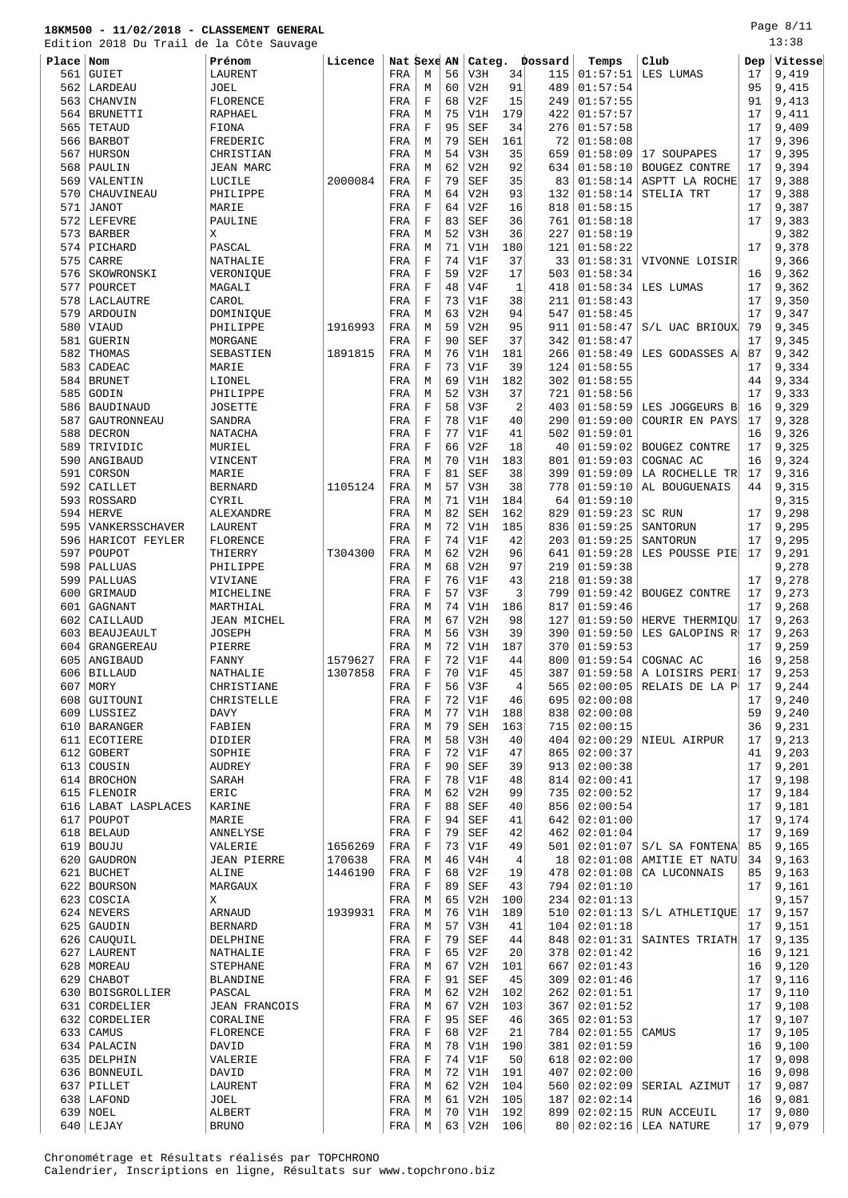**18KM500 - 11/02/2018 - CLASSEMENT GENERAL**
Edition 2018 Du Trail de la Côte Sauvage

13:38

| Place | Nom | Prénom | Licence | Nat | Sexe | AN | Categ. | | Dossard | Temps | Club | Dep | Vitesse |
|---|---|---|---|---|---|---|---|---|---|---|---|---|---|
| 561 | GUIET | LAURENT | | FRA | M | 56 | V3H | 34 | 115 | 01:57:51 | LES LUMAS | 17 | 9,419 |
| 562 | LARDEAU | JOEL | | FRA | M | 60 | V2H | 91 | 489 | 01:57:54 | | 95 | 9,415 |
| 563 | CHANVIN | FLORENCE | | FRA | F | 68 | V2F | 15 | 249 | 01:57:55 | | 91 | 9,413 |
| 564 | BRUNETTI | RAPHAEL | | FRA | M | 75 | V1H | 179 | 422 | 01:57:57 | | 17 | 9,411 |
| 565 | TETAUD | FIONA | | FRA | F | 95 | SEF | 34 | 276 | 01:57:58 | | 17 | 9,409 |
| 566 | BARBOT | FREDERIC | | FRA | M | 79 | SEH | 161 | 72 | 01:58:08 | | 17 | 9,396 |
| 567 | HURSON | CHRISTIAN | | FRA | M | 54 | V3H | 35 | 659 | 01:58:09 | 17 SOUPAPES | 17 | 9,395 |
| 568 | PAULIN | JEAN MARC | | FRA | M | 62 | V2H | 92 | 634 | 01:58:10 | BOUGEZ CONTRE | 17 | 9,394 |
| 569 | VALENTIN | LUCILE | 2000084 | FRA | F | 79 | SEF | 35 | 83 | 01:58:14 | ASPTT LA ROCHE | 17 | 9,388 |
| 570 | CHAUVINEAU | PHILIPPE | | FRA | M | 64 | V2H | 93 | 132 | 01:58:14 | STELIA TRT | 17 | 9,388 |
| 571 | JANOT | MARIE | | FRA | F | 64 | V2F | 16 | 818 | 01:58:15 | | 17 | 9,387 |
| 572 | LEFEVRE | PAULINE | | FRA | F | 83 | SEF | 36 | 761 | 01:58:18 | | 17 | 9,383 |
| 573 | BARBER | X | | FRA | M | 52 | V3H | 36 | 227 | 01:58:19 | | | 9,382 |
| 574 | PICHARD | PASCAL | | FRA | M | 71 | V1H | 180 | 121 | 01:58:22 | | 17 | 9,378 |
| 575 | CARRE | NATHALIE | | FRA | F | 74 | V1F | 37 | 33 | 01:58:31 | VIVONNE LOISIR | | 9,366 |
| 576 | SKOWRONSKI | VERONIQUE | | FRA | F | 59 | V2F | 17 | 503 | 01:58:34 | | 16 | 9,362 |
| 577 | POURCET | MAGALI | | FRA | F | 48 | V4F | 1 | 418 | 01:58:34 | LES LUMAS | 17 | 9,362 |
| 578 | LACLAUTRE | CAROL | | FRA | F | 73 | V1F | 38 | 211 | 01:58:43 | | 17 | 9,350 |
| 579 | ARDOUIN | DOMINIQUE | | FRA | M | 63 | V2H | 94 | 547 | 01:58:45 | | 17 | 9,347 |
| 580 | VIAUD | PHILIPPE | 1916993 | FRA | M | 59 | V2H | 95 | 911 | 01:58:47 | S/L UAC BRIOUX | 79 | 9,345 |
| 581 | GUERIN | MORGANE | | FRA | F | 90 | SEF | 37 | 342 | 01:58:47 | | 17 | 9,345 |
| 582 | THOMAS | SEBASTIEN | 1891815 | FRA | M | 76 | V1H | 181 | 266 | 01:58:49 | LES GODASSES A | 87 | 9,342 |
| 583 | CADEAC | MARIE | | FRA | F | 73 | V1F | 39 | 124 | 01:58:55 | | 17 | 9,334 |
| 584 | BRUNET | LIONEL | | FRA | M | 69 | V1H | 182 | 302 | 01:58:55 | | 44 | 9,334 |
| 585 | GODIN | PHILIPPE | | FRA | M | 52 | V3H | 37 | 721 | 01:58:56 | | 17 | 9,333 |
| 586 | BAUDINAUD | JOSETTE | | FRA | F | 58 | V3F | 2 | 403 | 01:58:59 | LES JOGGEURS B | 16 | 9,329 |
| 587 | GAUTRONNEAU | SANDRA | | FRA | F | 78 | V1F | 40 | 290 | 01:59:00 | COURIR EN PAYS | 17 | 9,328 |
| 588 | DECRON | NATACHA | | FRA | F | 77 | V1F | 41 | 502 | 01:59:01 | | 16 | 9,326 |
| 589 | TRIVIDIC | MURIEL | | FRA | F | 66 | V2F | 18 | 40 | 01:59:02 | BOUGEZ CONTRE | 17 | 9,325 |
| 590 | ANGIBAUD | VINCENT | | FRA | M | 70 | V1H | 183 | 801 | 01:59:03 | COGNAC AC | 16 | 9,324 |
| 591 | CORSON | MARIE | | FRA | F | 81 | SEF | 38 | 399 | 01:59:09 | LA ROCHELLE TR | 17 | 9,316 |
| 592 | CAILLET | BERNARD | 1105124 | FRA | M | 57 | V3H | 38 | 778 | 01:59:10 | AL BOUGUENAIS | 44 | 9,315 |
| 593 | ROSSARD | CYRIL | | FRA | M | 71 | V1H | 184 | 64 | 01:59:10 | | | 9,315 |
| 594 | HERVE | ALEXANDRE | | FRA | M | 82 | SEH | 162 | 829 | 01:59:23 | SC RUN | 17 | 9,298 |
| 595 | VANKERSSCHAVER | LAURENT | | FRA | M | 72 | V1H | 185 | 836 | 01:59:25 | SANTORUN | 17 | 9,295 |
| 596 | HARICOT FEYLER | FLORENCE | | FRA | F | 74 | V1F | 42 | 203 | 01:59:25 | SANTORUN | 17 | 9,295 |
| 597 | POUPOT | THIERRY | T304300 | FRA | M | 62 | V2H | 96 | 641 | 01:59:28 | LES POUSSE PIE | 17 | 9,291 |
| 598 | PALLUAS | PHILIPPE | | FRA | M | 68 | V2H | 97 | 219 | 01:59:38 | | | 9,278 |
| 599 | PALLUAS | VIVIANE | | FRA | F | 76 | V1F | 43 | 218 | 01:59:38 | | 17 | 9,278 |
| 600 | GRIMAUD | MICHELINE | | FRA | F | 57 | V3F | 3 | 799 | 01:59:42 | BOUGEZ CONTRE | 17 | 9,273 |
| 601 | GAGNANT | MARTHIAL | | FRA | M | 74 | V1H | 186 | 817 | 01:59:46 | | 17 | 9,268 |
| 602 | CAILLAUD | JEAN MICHEL | | FRA | M | 67 | V2H | 98 | 127 | 01:59:50 | HERVE THERMIQU | 17 | 9,263 |
| 603 | BEAUJEAULT | JOSEPH | | FRA | M | 56 | V3H | 39 | 390 | 01:59:50 | LES GALOPINS R | 17 | 9,263 |
| 604 | GRANGEREAU | PIERRE | | FRA | M | 72 | V1H | 187 | 370 | 01:59:53 | | 17 | 9,259 |
| 605 | ANGIBAUD | FANNY | 1579627 | FRA | F | 72 | V1F | 44 | 800 | 01:59:54 | COGNAC AC | 16 | 9,258 |
| 606 | BILLAUD | NATHALIE | 1307858 | FRA | F | 70 | V1F | 45 | 387 | 01:59:58 | A LOISIRS PERI | 17 | 9,253 |
| 607 | MORY | CHRISTIANE | | FRA | F | 56 | V3F | 4 | 565 | 02:00:05 | RELAIS DE LA P | 17 | 9,244 |
| 608 | GUITOUNI | CHRISTELLE | | FRA | F | 72 | V1F | 46 | 695 | 02:00:08 | | 17 | 9,240 |
| 609 | LUSSIEZ | DAVY | | FRA | M | 77 | V1H | 188 | 838 | 02:00:08 | | 59 | 9,240 |
| 610 | BARANGER | FABIEN | | FRA | M | 79 | SEH | 163 | 715 | 02:00:15 | | 36 | 9,231 |
| 611 | ECOTIERE | DIDIER | | FRA | M | 58 | V3H | 40 | 404 | 02:00:29 | NIEUL AIRPUR | 17 | 9,213 |
| 612 | GOBERT | SOPHIE | | FRA | F | 72 | V1F | 47 | 865 | 02:00:37 | | 41 | 9,203 |
| 613 | COUSIN | AUDREY | | FRA | F | 90 | SEF | 39 | 913 | 02:00:38 | | 17 | 9,201 |
| 614 | BROCHON | SARAH | | FRA | F | 78 | V1F | 48 | 814 | 02:00:41 | | 17 | 9,198 |
| 615 | FLENOIR | ERIC | | FRA | M | 62 | V2H | 99 | 735 | 02:00:52 | | 17 | 9,184 |
| 616 | LABAT LASPLACES | KARINE | | FRA | F | 88 | SEF | 40 | 856 | 02:00:54 | | 17 | 9,181 |
| 617 | POUPOT | MARIE | | FRA | F | 94 | SEF | 41 | 642 | 02:01:00 | | 17 | 9,174 |
| 618 | BELAUD | ANNELYSE | | FRA | F | 79 | SEF | 42 | 462 | 02:01:04 | | 17 | 9,169 |
| 619 | BOUJU | VALERIE | 1656269 | FRA | F | 73 | V1F | 49 | 501 | 02:01:07 | S/L SA FONTENA | 85 | 9,165 |
| 620 | GAUDRON | JEAN PIERRE | 170638 | FRA | M | 46 | V4H | 4 | 18 | 02:01:08 | AMITIE ET NATU | 34 | 9,163 |
| 621 | BUCHET | ALINE | 1446190 | FRA | F | 68 | V2F | 19 | 478 | 02:01:08 | CA LUCONNAIS | 85 | 9,163 |
| 622 | BOURSON | MARGAUX | | FRA | F | 89 | SEF | 43 | 794 | 02:01:10 | | 17 | 9,161 |
| 623 | COSCIA | X | | FRA | M | 65 | V2H | 100 | 234 | 02:01:13 | | | 9,157 |
| 624 | NEVERS | ARNAUD | 1939931 | FRA | M | 76 | V1H | 189 | 510 | 02:01:13 | S/L ATHLETIQUE | 17 | 9,157 |
| 625 | GAUDIN | BERNARD | | FRA | M | 57 | V3H | 41 | 104 | 02:01:18 | | 17 | 9,151 |
| 626 | CAUQUIL | DELPHINE | | FRA | F | 79 | SEF | 44 | 848 | 02:01:31 | SAINTES TRIATH | 17 | 9,135 |
| 627 | LAURENT | NATHALIE | | FRA | F | 65 | V2F | 20 | 378 | 02:01:42 | | 16 | 9,121 |
| 628 | MOREAU | STEPHANE | | FRA | M | 67 | V2H | 101 | 667 | 02:01:43 | | 16 | 9,120 |
| 629 | CHABOT | BLANDINE | | FRA | F | 91 | SEF | 45 | 309 | 02:01:46 | | 17 | 9,116 |
| 630 | BOISGROLLIER | PASCAL | | FRA | M | 62 | V2H | 102 | 262 | 02:01:51 | | 17 | 9,110 |
| 631 | CORDELIER | JEAN FRANCOIS | | FRA | M | 67 | V2H | 103 | 367 | 02:01:52 | | 17 | 9,108 |
| 632 | CORDELIER | CORALINE | | FRA | F | 95 | SEF | 46 | 365 | 02:01:53 | | 17 | 9,107 |
| 633 | CAMUS | FLORENCE | | FRA | F | 68 | V2F | 21 | 784 | 02:01:55 | CAMUS | 17 | 9,105 |
| 634 | PALACIN | DAVID | | FRA | M | 78 | V1H | 190 | 381 | 02:01:59 | | 16 | 9,100 |
| 635 | DELPHIN | VALERIE | | FRA | F | 74 | V1F | 50 | 618 | 02:02:00 | | 17 | 9,098 |
| 636 | BONNEUIL | DAVID | | FRA | M | 72 | V1H | 191 | 407 | 02:02:00 | | 16 | 9,098 |
| 637 | PILLET | LAURENT | | FRA | M | 62 | V2H | 104 | 560 | 02:02:09 | SERIAL AZIMUT | 17 | 9,087 |
| 638 | LAFOND | JOEL | | FRA | M | 61 | V2H | 105 | 187 | 02:02:14 | | 16 | 9,081 |
| 639 | NOEL | ALBERT | | FRA | M | 70 | V1H | 192 | 899 | 02:02:15 | RUN ACCEUIL | 17 | 9,080 |
| 640 | LEJAY | BRUNO | | FRA | M | 63 | V2H | 106 | 80 | 02:02:16 | LEA NATURE | 17 | 9,079 |

Chronométrage et Résultats réalisés par TOPCHRONO
Calendrier, Inscriptions en ligne, Résultats sur www.topchrono.biz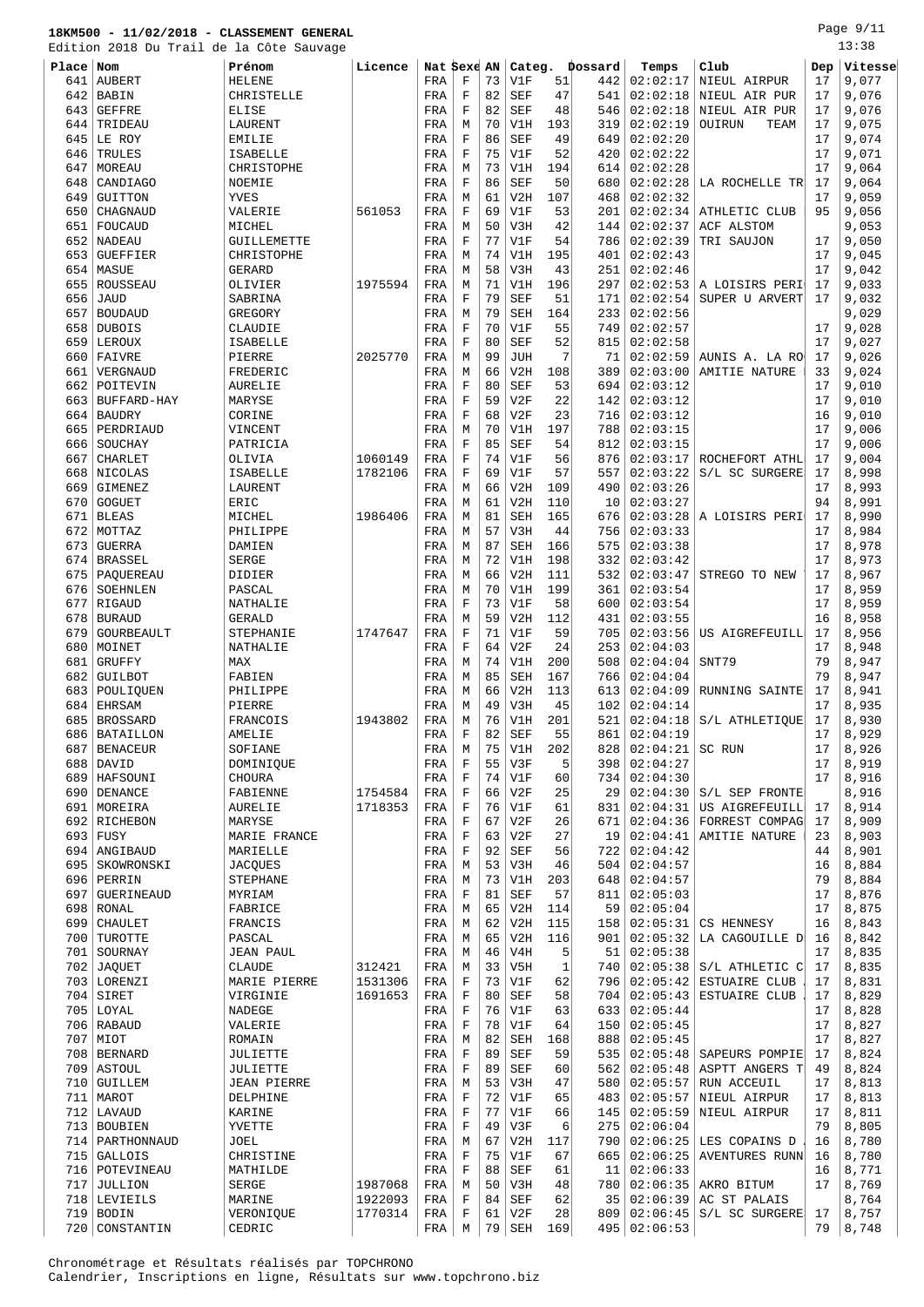**18KM500 - 11/02/2018 - CLASSEMENT GENERAL**

Edition 2018 Du Trail de la Côte Sauvage

| Place | Nom | Prénom | Licence | Nat | Sexe | AN | Categ. | | Dossard | Temps | Club | Dep | Vitesse |
|---|---|---|---|---|---|---|---|---|---|---|---|---|---|
| 641 | AUBERT | HELENE | | FRA | F | 73 | V1F | 51 | 442 | 02:02:17 | NIEUL AIRPUR | 17 | 9,077 |
| 642 | BABIN | CHRISTELLE | | FRA | F | 82 | SEF | 47 | 541 | 02:02:18 | NIEUL AIR PUR | 17 | 9,076 |
| 643 | GEFFRE | ELISE | | FRA | F | 82 | SEF | 48 | 546 | 02:02:18 | NIEUL AIR PUR | 17 | 9,076 |
| 644 | TRIDEAU | LAURENT | | FRA | M | 70 | V1H | 193 | 319 | 02:02:19 | OUIRUN TEAM | 17 | 9,075 |
| 645 | LE ROY | EMILIE | | FRA | F | 86 | SEF | 49 | 649 | 02:02:20 | | 17 | 9,074 |
| 646 | TRULES | ISABELLE | | FRA | F | 75 | V1F | 52 | 420 | 02:02:22 | | 17 | 9,071 |
| 647 | MOREAU | CHRISTOPHE | | FRA | M | 73 | V1H | 194 | 614 | 02:02:28 | | 17 | 9,064 |
| 648 | CANDIAGO | NOEMIE | | FRA | F | 86 | SEF | 50 | 680 | 02:02:28 | LA ROCHELLE TR | 17 | 9,064 |
| 649 | GUITTON | YVES | | FRA | M | 61 | V2H | 107 | 468 | 02:02:32 | | 17 | 9,059 |
| 650 | CHAGNAUD | VALERIE | 561053 | FRA | F | 69 | V1F | 53 | 201 | 02:02:34 | ATHLETIC CLUB | 95 | 9,056 |
| 651 | FOUCAUD | MICHEL | | FRA | M | 50 | V3H | 42 | 144 | 02:02:37 | ACF ALSTOM | | 9,053 |
| 652 | NADEAU | GUILLEMETTE | | FRA | F | 77 | V1F | 54 | 786 | 02:02:39 | TRI SAUJON | 17 | 9,050 |
| 653 | GUEFFIER | CHRISTOPHE | | FRA | M | 74 | V1H | 195 | 401 | 02:02:43 | | 17 | 9,045 |
| 654 | MASUE | GERARD | | FRA | M | 58 | V3H | 43 | 251 | 02:02:46 | | 17 | 9,042 |
| 655 | ROUSSEAU | OLIVIER | 1975594 | FRA | M | 71 | V1H | 196 | 297 | 02:02:53 | A LOISIRS PERI | 17 | 9,033 |
| 656 | JAUD | SABRINA | | FRA | F | 79 | SEF | 51 | 171 | 02:02:54 | SUPER U ARVERT | 17 | 9,032 |
| 657 | BOUDAUD | GREGORY | | FRA | M | 79 | SEH | 164 | 233 | 02:02:56 | | | 9,029 |
| 658 | DUBOIS | CLAUDIE | | FRA | F | 70 | V1F | 55 | 749 | 02:02:57 | | 17 | 9,028 |
| 659 | LEROUX | ISABELLE | | FRA | F | 80 | SEF | 52 | 815 | 02:02:58 | | 17 | 9,027 |
| 660 | FAIVRE | PIERRE | 2025770 | FRA | M | 99 | JUH | 7 | 71 | 02:02:59 | AUNIS A. LA RO | 17 | 9,026 |
| 661 | VERGNAUD | FREDERIC | | FRA | M | 66 | V2H | 108 | 389 | 02:03:00 | AMITIE NATURE | 33 | 9,024 |
| 662 | POITEVIN | AURELIE | | FRA | F | 80 | SEF | 53 | 694 | 02:03:12 | | 17 | 9,010 |
| 663 | BUFFARD-HAY | MARYSE | | FRA | F | 59 | V2F | 22 | 142 | 02:03:12 | | 17 | 9,010 |
| 664 | BAUDRY | CORINE | | FRA | F | 68 | V2F | 23 | 716 | 02:03:12 | | 16 | 9,010 |
| 665 | PERDRIAUD | VINCENT | | FRA | M | 70 | V1H | 197 | 788 | 02:03:15 | | 17 | 9,006 |
| 666 | SOUCHAY | PATRICIA | | FRA | F | 85 | SEF | 54 | 812 | 02:03:15 | | 17 | 9,006 |
| 667 | CHARLET | OLIVIA | 1060149 | FRA | F | 74 | V1F | 56 | 876 | 02:03:17 | ROCHEFORT ATHL | 17 | 9,004 |
| 668 | NICOLAS | ISABELLE | 1782106 | FRA | F | 69 | V1F | 57 | 557 | 02:03:22 | S/L SC SURGERE | 17 | 8,998 |
| 669 | GIMENEZ | LAURENT | | FRA | M | 66 | V2H | 109 | 490 | 02:03:26 | | 17 | 8,993 |
| 670 | GOGUET | ERIC | | FRA | M | 61 | V2H | 110 | 10 | 02:03:27 | | 94 | 8,991 |
| 671 | BLEAS | MICHEL | 1986406 | FRA | M | 81 | SEH | 165 | 676 | 02:03:28 | A LOISIRS PERI | 17 | 8,990 |
| 672 | MOTTAZ | PHILIPPE | | FRA | M | 57 | V3H | 44 | 756 | 02:03:33 | | 17 | 8,984 |
| 673 | GUERRA | DAMIEN | | FRA | M | 87 | SEH | 166 | 575 | 02:03:38 | | 17 | 8,978 |
| 674 | BRASSEL | SERGE | | FRA | M | 72 | V1H | 198 | 332 | 02:03:42 | | 17 | 8,973 |
| 675 | PAQUEREAU | DIDIER | | FRA | M | 66 | V2H | 111 | 532 | 02:03:47 | STREGO TO NEW | 17 | 8,967 |
| 676 | SOEHNLEN | PASCAL | | FRA | M | 70 | V1H | 199 | 361 | 02:03:54 | | 17 | 8,959 |
| 677 | RIGAUD | NATHALIE | | FRA | F | 73 | V1F | 58 | 600 | 02:03:54 | | 17 | 8,959 |
| 678 | BURAUD | GERALD | | FRA | M | 59 | V2H | 112 | 431 | 02:03:55 | | 16 | 8,958 |
| 679 | GOURBEAULT | STEPHANIE | 1747647 | FRA | F | 71 | V1F | 59 | 705 | 02:03:56 | US AIGREFEUILL | 17 | 8,956 |
| 680 | MOINET | NATHALIE | | FRA | F | 64 | V2F | 24 | 253 | 02:04:03 | | 17 | 8,948 |
| 681 | GRUFFY | MAX | | FRA | M | 74 | V1H | 200 | 508 | 02:04:04 | SNT79 | 79 | 8,947 |
| 682 | GUILBOT | FABIEN | | FRA | M | 85 | SEH | 167 | 766 | 02:04:04 | | 79 | 8,947 |
| 683 | POULIQUEN | PHILIPPE | | FRA | M | 66 | V2H | 113 | 613 | 02:04:09 | RUNNING SAINTE | 17 | 8,941 |
| 684 | EHRSAM | PIERRE | | FRA | M | 49 | V3H | 45 | 102 | 02:04:14 | | 17 | 8,935 |
| 685 | BROSSARD | FRANCOIS | 1943802 | FRA | M | 76 | V1H | 201 | 521 | 02:04:18 | S/L ATHLETIQUE | 17 | 8,930 |
| 686 | BATAILLON | AMELIE | | FRA | F | 82 | SEF | 55 | 861 | 02:04:19 | | 17 | 8,929 |
| 687 | BENACEUR | SOFIANE | | FRA | M | 75 | V1H | 202 | 828 | 02:04:21 | SC RUN | 17 | 8,926 |
| 688 | DAVID | DOMINIQUE | | FRA | F | 55 | V3F | 5 | 398 | 02:04:27 | | 17 | 8,919 |
| 689 | HAFSOUNI | CHOURA | | FRA | F | 74 | V1F | 60 | 734 | 02:04:30 | | 17 | 8,916 |
| 690 | DENANCE | FABIENNE | 1754584 | FRA | F | 66 | V2F | 25 | 29 | 02:04:30 | S/L SEP FRONTE | | 8,916 |
| 691 | MOREIRA | AURELIE | 1718353 | FRA | F | 76 | V1F | 61 | 831 | 02:04:31 | US AIGREFEUILL | 17 | 8,914 |
| 692 | RICHEBON | MARYSE | | FRA | F | 67 | V2F | 26 | 671 | 02:04:36 | FORREST COMPAG | 17 | 8,909 |
| 693 | FUSY | MARIE FRANCE | | FRA | F | 63 | V2F | 27 | 19 | 02:04:41 | AMITIE NATURE | 23 | 8,903 |
| 694 | ANGIBAUD | MARIELLE | | FRA | F | 92 | SEF | 56 | 722 | 02:04:42 | | 44 | 8,901 |
| 695 | SKOWRONSKI | JACQUES | | FRA | M | 53 | V3H | 46 | 504 | 02:04:57 | | 16 | 8,884 |
| 696 | PERRIN | STEPHANE | | FRA | M | 73 | V1H | 203 | 648 | 02:04:57 | | 79 | 8,884 |
| 697 | GUERINEAUD | MYRIAM | | FRA | F | 81 | SEF | 57 | 811 | 02:05:03 | | 17 | 8,876 |
| 698 | RONAL | FABRICE | | FRA | M | 65 | V2H | 114 | 59 | 02:05:04 | | 17 | 8,875 |
| 699 | CHAULET | FRANCIS | | FRA | M | 62 | V2H | 115 | 158 | 02:05:31 | CS HENNESY | 16 | 8,843 |
| 700 | TUROTTE | PASCAL | | FRA | M | 65 | V2H | 116 | 901 | 02:05:32 | LA CAGOUILLE D | 16 | 8,842 |
| 701 | SOURNAY | JEAN PAUL | | FRA | M | 46 | V4H | 5 | 51 | 02:05:38 | | 17 | 8,835 |
| 702 | JAQUET | CLAUDE | 312421 | FRA | M | 33 | V5H | 1 | 740 | 02:05:38 | S/L ATHLETIC C | 17 | 8,835 |
| 703 | LORENZI | MARIE PIERRE | 1531306 | FRA | F | 73 | V1F | 62 | 796 | 02:05:42 | ESTUAIRE CLUB | 17 | 8,831 |
| 704 | SIRET | VIRGINIE | 1691653 | FRA | F | 80 | SEF | 58 | 704 | 02:05:43 | ESTUAIRE CLUB | 17 | 8,829 |
| 705 | LOYAL | NADEGE | | FRA | F | 76 | V1F | 63 | 633 | 02:05:44 | | 17 | 8,828 |
| 706 | RABAUD | VALERIE | | FRA | F | 78 | V1F | 64 | 150 | 02:05:45 | | 17 | 8,827 |
| 707 | MIOT | ROMAIN | | FRA | M | 82 | SEH | 168 | 888 | 02:05:45 | | 17 | 8,827 |
| 708 | BERNARD | JULIETTE | | FRA | F | 89 | SEF | 59 | 535 | 02:05:48 | SAPEURS POMPIE | 17 | 8,824 |
| 709 | ASTOUL | JULIETTE | | FRA | F | 89 | SEF | 60 | 562 | 02:05:48 | ASPTT ANGERS T | 49 | 8,824 |
| 710 | GUILLEM | JEAN PIERRE | | FRA | M | 53 | V3H | 47 | 580 | 02:05:57 | RUN ACCEUIL | 17 | 8,813 |
| 711 | MAROT | DELPHINE | | FRA | F | 72 | V1F | 65 | 483 | 02:05:57 | NIEUL AIRPUR | 17 | 8,813 |
| 712 | LAVAUD | KARINE | | FRA | F | 77 | V1F | 66 | 145 | 02:05:59 | NIEUL AIRPUR | 17 | 8,811 |
| 713 | BOUBIEN | YVETTE | | FRA | F | 49 | V3F | 6 | 275 | 02:06:04 | | 79 | 8,805 |
| 714 | PARTHONNAUD | JOEL | | FRA | M | 67 | V2H | 117 | 790 | 02:06:25 | LES COPAINS D | 16 | 8,780 |
| 715 | GALLOIS | CHRISTINE | | FRA | F | 75 | V1F | 67 | 665 | 02:06:25 | AVENTURES RUNN | 16 | 8,780 |
| 716 | POTEVINEAU | MATHILDE | | FRA | F | 88 | SEF | 61 | 11 | 02:06:33 | | 16 | 8,771 |
| 717 | JULLION | SERGE | 1987068 | FRA | M | 50 | V3H | 48 | 780 | 02:06:35 | AKRO BITUM | 17 | 8,769 |
| 718 | LEVIEILS | MARINE | 1922093 | FRA | F | 84 | SEF | 62 | 35 | 02:06:39 | AC ST PALAIS | | 8,764 |
| 719 | BODIN | VERONIQUE | 1770314 | FRA | F | 61 | V2F | 28 | 809 | 02:06:45 | S/L SC SURGERE | 17 | 8,757 |
| 720 | CONSTANTIN | CEDRIC | | FRA | M | 79 | SEH | 169 | 495 | 02:06:53 | | 79 | 8,748 |

Chronométrage et Résultats réalisés par TOPCHRONO
Calendrier, Inscriptions en ligne, Résultats sur www.topchrono.biz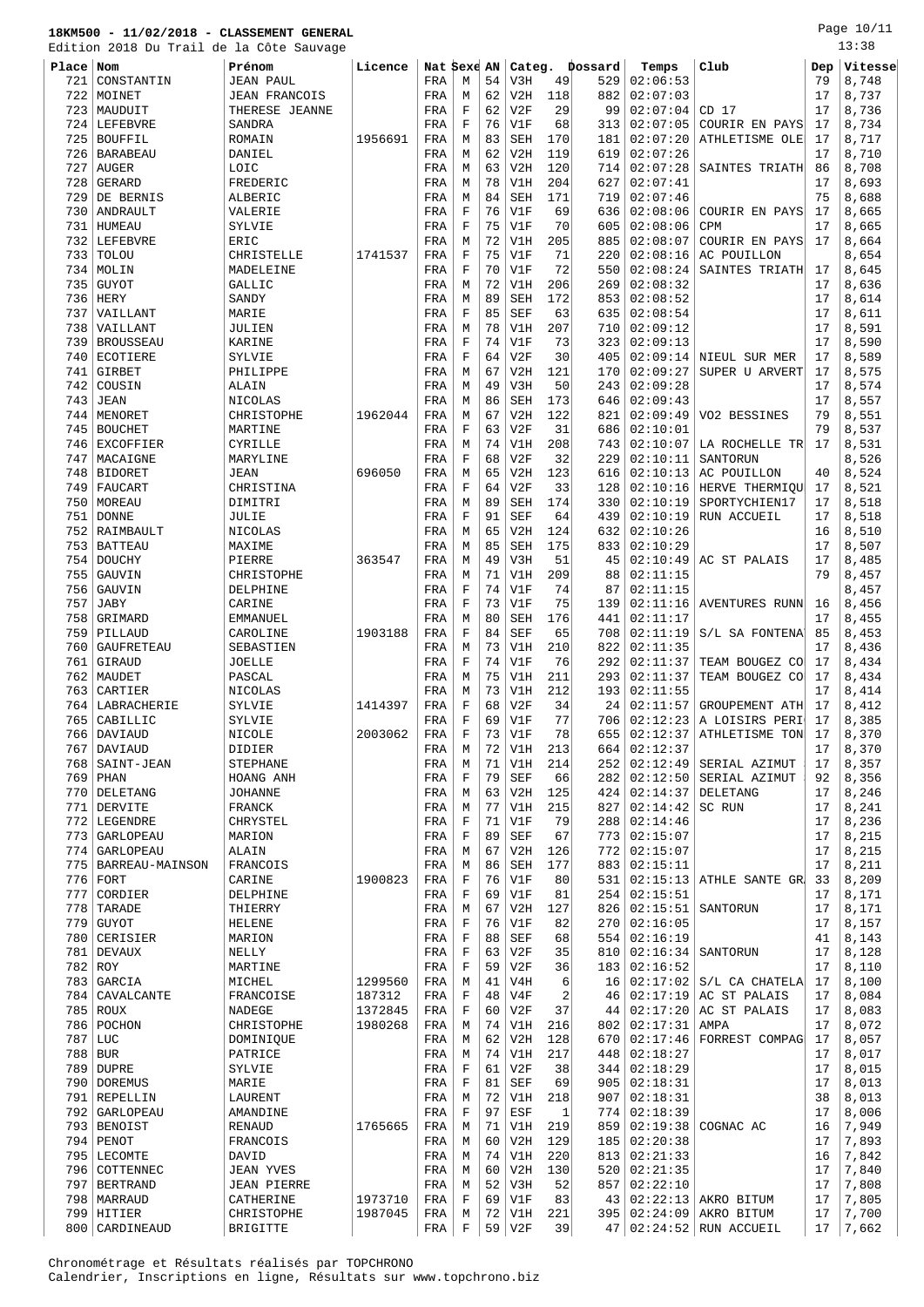# 18KM500 - 11/02/2018 - CLASSEMENT GENERAL

Edition 2018 Du Trail de la Côte Sauvage

13:38

| Place | Nom | Prénom | Licence | Nat | Sexe | AN | Categ. | | Dossard | Temps | Club | Dep | Vitesse |
|---|---|---|---|---|---|---|---|---|---|---|---|---|---|
| 721 | CONSTANTIN | JEAN PAUL | | FRA | M | 54 | V3H | 49 | 529 | 02:06:53 | | 79 | 8,748 |
| 722 | MOINET | JEAN FRANCOIS | | FRA | M | 62 | V2H | 118 | 882 | 02:07:03 | | 17 | 8,737 |
| 723 | MAUDUIT | THERESE JEANNE | | FRA | F | 62 | V2F | 29 | 99 | 02:07:04 | CD 17 | 17 | 8,736 |
| 724 | LEFEBVRE | SANDRA | | FRA | F | 76 | V1F | 68 | 313 | 02:07:05 | COURIR EN PAYS | 17 | 8,734 |
| 725 | BOUFFIL | ROMAIN | 1956691 | FRA | M | 83 | SEH | 170 | 181 | 02:07:20 | ATHLETISME OLE | 17 | 8,717 |
| 726 | BARABEAU | DANIEL | | FRA | M | 62 | V2H | 119 | 619 | 02:07:26 | | 17 | 8,710 |
| 727 | AUGER | LOIC | | FRA | M | 63 | V2H | 120 | 714 | 02:07:28 | SAINTES TRIATH | 86 | 8,708 |
| 728 | GERARD | FREDERIC | | FRA | M | 78 | V1H | 204 | 627 | 02:07:41 | | 17 | 8,693 |
| 729 | DE BERNIS | ALBERIC | | FRA | M | 84 | SEH | 171 | 719 | 02:07:46 | | 75 | 8,688 |
| 730 | ANDRAULT | VALERIE | | FRA | F | 76 | V1F | 69 | 636 | 02:08:06 | COURIR EN PAYS | 17 | 8,665 |
| 731 | HUMEAU | SYLVIE | | FRA | F | 75 | V1F | 70 | 605 | 02:08:06 | CPM | 17 | 8,665 |
| 732 | LEFEBVRE | ERIC | | FRA | M | 72 | V1H | 205 | 885 | 02:08:07 | COURIR EN PAYS | 17 | 8,664 |
| 733 | TOLOU | CHRISTELLE | 1741537 | FRA | F | 75 | V1F | 71 | 220 | 02:08:16 | AC POUILLON | | 8,654 |
| 734 | MOLIN | MADELEINE | | FRA | F | 70 | V1F | 72 | 550 | 02:08:24 | SAINTES TRIATH | 17 | 8,645 |
| 735 | GUYOT | GALLIC | | FRA | M | 72 | V1H | 206 | 269 | 02:08:32 | | 17 | 8,636 |
| 736 | HERY | SANDY | | FRA | M | 89 | SEH | 172 | 853 | 02:08:52 | | 17 | 8,614 |
| 737 | VAILLANT | MARIE | | FRA | F | 85 | SEF | 63 | 635 | 02:08:54 | | 17 | 8,611 |
| 738 | VAILLANT | JULIEN | | FRA | M | 78 | V1H | 207 | 710 | 02:09:12 | | 17 | 8,591 |
| 739 | BROUSSEAU | KARINE | | FRA | F | 74 | V1F | 73 | 323 | 02:09:13 | | 17 | 8,590 |
| 740 | ECOTIERE | SYLVIE | | FRA | F | 64 | V2F | 30 | 405 | 02:09:14 | NIEUL SUR MER | 17 | 8,589 |
| 741 | GIRBET | PHILIPPE | | FRA | M | 67 | V2H | 121 | 170 | 02:09:27 | SUPER U ARVERT | 17 | 8,575 |
| 742 | COUSIN | ALAIN | | FRA | M | 49 | V3H | 50 | 243 | 02:09:28 | | 17 | 8,574 |
| 743 | JEAN | NICOLAS | | FRA | M | 86 | SEH | 173 | 646 | 02:09:43 | | 17 | 8,557 |
| 744 | MENORET | CHRISTOPHE | 1962044 | FRA | M | 67 | V2H | 122 | 821 | 02:09:49 | VO2 BESSINES | 79 | 8,551 |
| 745 | BOUCHET | MARTINE | | FRA | F | 63 | V2F | 31 | 686 | 02:10:01 | | 79 | 8,537 |
| 746 | EXCOFFIER | CYRILLE | | FRA | M | 74 | V1H | 208 | 743 | 02:10:07 | LA ROCHELLE TR | 17 | 8,531 |
| 747 | MACAIGNE | MARYLINE | | FRA | F | 68 | V2F | 32 | 229 | 02:10:11 | SANTORUN | | 8,526 |
| 748 | BIDORET | JEAN | 696050 | FRA | M | 65 | V2H | 123 | 616 | 02:10:13 | AC POUILLON | 40 | 8,524 |
| 749 | FAUCART | CHRISTINA | | FRA | F | 64 | V2F | 33 | 128 | 02:10:16 | HERVE THERMIQU | 17 | 8,521 |
| 750 | MOREAU | DIMITRI | | FRA | M | 89 | SEH | 174 | 330 | 02:10:19 | SPORTYCHIEN17 | 17 | 8,518 |
| 751 | DONNE | JULIE | | FRA | F | 91 | SEF | 64 | 439 | 02:10:19 | RUN ACCUEIL | 17 | 8,518 |
| 752 | RAIMBAULT | NICOLAS | | FRA | M | 65 | V2H | 124 | 632 | 02:10:26 | | 16 | 8,510 |
| 753 | BATTEAU | MAXIME | | FRA | M | 85 | SEH | 175 | 833 | 02:10:29 | | 17 | 8,507 |
| 754 | DOUCHY | PIERRE | 363547 | FRA | M | 49 | V3H | 51 | 45 | 02:10:49 | AC ST PALAIS | 17 | 8,485 |
| 755 | GAUVIN | CHRISTOPHE | | FRA | M | 71 | V1H | 209 | 88 | 02:11:15 | | 79 | 8,457 |
| 756 | GAUVIN | DELPHINE | | FRA | F | 74 | V1F | 74 | 87 | 02:11:15 | | | 8,457 |
| 757 | JABY | CARINE | | FRA | F | 73 | V1F | 75 | 139 | 02:11:16 | AVENTURES RUNN | 16 | 8,456 |
| 758 | GRIMARD | EMMANUEL | | FRA | M | 80 | SEH | 176 | 441 | 02:11:17 | | 17 | 8,455 |
| 759 | PILLAUD | CAROLINE | 1903188 | FRA | F | 84 | SEF | 65 | 708 | 02:11:19 | S/L SA FONTENA | 85 | 8,453 |
| 760 | GAUFRETEAU | SEBASTIEN | | FRA | M | 73 | V1H | 210 | 822 | 02:11:35 | | 17 | 8,436 |
| 761 | GIRAUD | JOELLE | | FRA | F | 74 | V1F | 76 | 292 | 02:11:37 | TEAM BOUGEZ CO | 17 | 8,434 |
| 762 | MAUDET | PASCAL | | FRA | M | 75 | V1H | 211 | 293 | 02:11:37 | TEAM BOUGEZ CO | 17 | 8,434 |
| 763 | CARTIER | NICOLAS | | FRA | M | 73 | V1H | 212 | 193 | 02:11:55 | | 17 | 8,414 |
| 764 | LABRACHERIE | SYLVIE | 1414397 | FRA | F | 68 | V2F | 34 | 24 | 02:11:57 | GROUPEMENT ATH | 17 | 8,412 |
| 765 | CABILLIC | SYLVIE | | FRA | F | 69 | V1F | 77 | 706 | 02:12:23 | A LOISIRS PERI | 17 | 8,385 |
| 766 | DAVIAUD | NICOLE | 2003062 | FRA | F | 73 | V1F | 78 | 655 | 02:12:37 | ATHLETISME TON | 17 | 8,370 |
| 767 | DAVIAUD | DIDIER | | FRA | M | 72 | V1H | 213 | 664 | 02:12:37 | | 17 | 8,370 |
| 768 | SAINT-JEAN | STEPHANE | | FRA | M | 71 | V1H | 214 | 252 | 02:12:49 | SERIAL AZIMUT | 17 | 8,357 |
| 769 | PHAN | HOANG ANH | | FRA | F | 79 | SEF | 66 | 282 | 02:12:50 | SERIAL AZIMUT | 92 | 8,356 |
| 770 | DELETANG | JOHANNE | | FRA | M | 63 | V2H | 125 | 424 | 02:14:37 | DELETANG | 17 | 8,246 |
| 771 | DERVITE | FRANCK | | FRA | M | 77 | V1H | 215 | 827 | 02:14:42 | SC RUN | 17 | 8,241 |
| 772 | LEGENDRE | CHRYSTEL | | FRA | F | 71 | V1F | 79 | 288 | 02:14:46 | | 17 | 8,236 |
| 773 | GARLOPEAU | MARION | | FRA | F | 89 | SEF | 67 | 773 | 02:15:07 | | 17 | 8,215 |
| 774 | GARLOPEAU | ALAIN | | FRA | M | 67 | V2H | 126 | 772 | 02:15:07 | | 17 | 8,215 |
| 775 | BARREAU-MAINSON | FRANCOIS | | FRA | M | 86 | SEH | 177 | 883 | 02:15:11 | | 17 | 8,211 |
| 776 | FORT | CARINE | 1900823 | FRA | F | 76 | V1F | 80 | 531 | 02:15:13 | ATHLE SANTE GR | 33 | 8,209 |
| 777 | CORDIER | DELPHINE | | FRA | F | 69 | V1F | 81 | 254 | 02:15:51 | | 17 | 8,171 |
| 778 | TARADE | THIERRY | | FRA | M | 67 | V2H | 127 | 826 | 02:15:51 | SANTORUN | 17 | 8,171 |
| 779 | GUYOT | HELENE | | FRA | F | 76 | V1F | 82 | 270 | 02:16:05 | | 17 | 8,157 |
| 780 | CERISIER | MARION | | FRA | F | 88 | SEF | 68 | 554 | 02:16:19 | | 41 | 8,143 |
| 781 | DEVAUX | NELLY | | FRA | F | 63 | V2F | 35 | 810 | 02:16:34 | SANTORUN | 17 | 8,128 |
| 782 | ROY | MARTINE | | FRA | F | 59 | V2F | 36 | 183 | 02:16:52 | | 17 | 8,110 |
| 783 | GARCIA | MICHEL | 1299560 | FRA | M | 41 | V4H | 6 | 16 | 02:17:02 | S/L CA CHATELA | 17 | 8,100 |
| 784 | CAVALCANTE | FRANCOISE | 187312 | FRA | F | 48 | V4F | 2 | 46 | 02:17:19 | AC ST PALAIS | 17 | 8,084 |
| 785 | ROUX | NADEGE | 1372845 | FRA | F | 60 | V2F | 37 | 44 | 02:17:20 | AC ST PALAIS | 17 | 8,083 |
| 786 | POCHON | CHRISTOPHE | 1980268 | FRA | M | 74 | V1H | 216 | 802 | 02:17:31 | AMPA | 17 | 8,072 |
| 787 | LUC | DOMINIQUE | | FRA | M | 62 | V2H | 128 | 670 | 02:17:46 | FORREST COMPAG | 17 | 8,057 |
| 788 | BUR | PATRICE | | FRA | M | 74 | V1H | 217 | 448 | 02:18:27 | | 17 | 8,017 |
| 789 | DUPRE | SYLVIE | | FRA | F | 61 | V2F | 38 | 344 | 02:18:29 | | 17 | 8,015 |
| 790 | DOREMUS | MARIE | | FRA | F | 81 | SEF | 69 | 905 | 02:18:31 | | 17 | 8,013 |
| 791 | REPELLIN | LAURENT | | FRA | M | 72 | V1H | 218 | 907 | 02:18:31 | | 38 | 8,013 |
| 792 | GARLOPEAU | AMANDINE | | FRA | F | 97 | ESF | 1 | 774 | 02:18:39 | | 17 | 8,006 |
| 793 | BENOIST | RENAUD | 1765665 | FRA | M | 71 | V1H | 219 | 859 | 02:19:38 | COGNAC AC | 16 | 7,949 |
| 794 | PENOT | FRANCOIS | | FRA | M | 60 | V2H | 129 | 185 | 02:20:38 | | 17 | 7,893 |
| 795 | LECOMTE | DAVID | | FRA | M | 74 | V1H | 220 | 813 | 02:21:33 | | 16 | 7,842 |
| 796 | COTTENNEC | JEAN YVES | | FRA | M | 60 | V2H | 130 | 520 | 02:21:35 | | 17 | 7,840 |
| 797 | BERTRAND | JEAN PIERRE | | FRA | M | 52 | V3H | 52 | 857 | 02:22:10 | | 17 | 7,808 |
| 798 | MARRAUD | CATHERINE | 1973710 | FRA | F | 69 | V1F | 83 | 43 | 02:22:13 | AKRO BITUM | 17 | 7,805 |
| 799 | HITIER | CHRISTOPHE | 1987045 | FRA | M | 72 | V1H | 221 | 395 | 02:24:09 | AKRO BITUM | 17 | 7,700 |
| 800 | CARDINEAUD | BRIGITTE | | FRA | F | 59 | V2F | 39 | 47 | 02:24:52 | RUN ACCUEIL | 17 | 7,662 |

Chronométrage et Résultats réalisés par TOPCHRONO
Calendrier, Inscriptions en ligne, Résultats sur www.topchrono.biz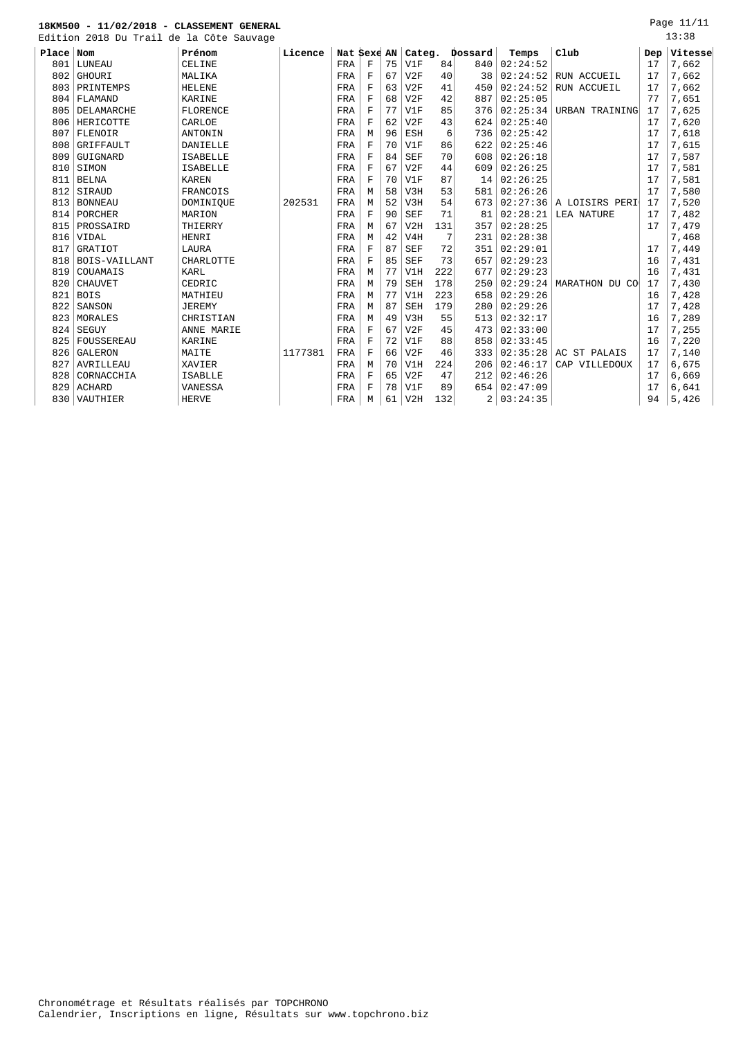**18KM500 - 11/02/2018 - CLASSEMENT GENERAL**

Edition 2018 Du Trail de la Côte Sauvage

13:38

| Place | Nom | Prénom | Licence | Nat | Sexe | AN | Categ. | | Dossard | Temps | Club | Dep | Vitesse |
|---|---|---|---|---|---|---|---|---|---|---|---|---|---|
| 801 | LUNEAU | CELINE | | FRA | F | 75 | V1F | 84 | 840 | 02:24:52 | | 17 | 7,662 |
| 802 | GHOURI | MALIKA | | FRA | F | 67 | V2F | 40 | 38 | 02:24:52 | RUN ACCUEIL | 17 | 7,662 |
| 803 | PRINTEMPS | HELENE | | FRA | F | 63 | V2F | 41 | 450 | 02:24:52 | RUN ACCUEIL | 17 | 7,662 |
| 804 | FLAMAND | KARINE | | FRA | F | 68 | V2F | 42 | 887 | 02:25:05 | | 77 | 7,651 |
| 805 | DELAMARCHE | FLORENCE | | FRA | F | 77 | V1F | 85 | 376 | 02:25:34 | URBAN TRAINING | 17 | 7,625 |
| 806 | HERICOTTE | CARLOE | | FRA | F | 62 | V2F | 43 | 624 | 02:25:40 | | 17 | 7,620 |
| 807 | FLENOIR | ANTONIN | | FRA | M | 96 | ESH | 6 | 736 | 02:25:42 | | 17 | 7,618 |
| 808 | GRIFFAULT | DANIELLE | | FRA | F | 70 | V1F | 86 | 622 | 02:25:46 | | 17 | 7,615 |
| 809 | GUIGNARD | ISABELLE | | FRA | F | 84 | SEF | 70 | 608 | 02:26:18 | | 17 | 7,587 |
| 810 | SIMON | ISABELLE | | FRA | F | 67 | V2F | 44 | 609 | 02:26:25 | | 17 | 7,581 |
| 811 | BELNA | KAREN | | FRA | F | 70 | V1F | 87 | 14 | 02:26:25 | | 17 | 7,581 |
| 812 | SIRAUD | FRANCOIS | | FRA | M | 58 | V3H | 53 | 581 | 02:26:26 | | 17 | 7,580 |
| 813 | BONNEAU | DOMINIQUE | 202531 | FRA | M | 52 | V3H | 54 | 673 | 02:27:36 | A LOISIRS PERI | 17 | 7,520 |
| 814 | PORCHER | MARION | | FRA | F | 90 | SEF | 71 | 81 | 02:28:21 | LEA NATURE | 17 | 7,482 |
| 815 | PROSSAIRD | THIERRY | | FRA | M | 67 | V2H | 131 | 357 | 02:28:25 | | 17 | 7,479 |
| 816 | VIDAL | HENRI | | FRA | M | 42 | V4H | 7 | 231 | 02:28:38 | | | 7,468 |
| 817 | GRATIOT | LAURA | | FRA | F | 87 | SEF | 72 | 351 | 02:29:01 | | 17 | 7,449 |
| 818 | BOIS-VAILLANT | CHARLOTTE | | FRA | F | 85 | SEF | 73 | 657 | 02:29:23 | | 16 | 7,431 |
| 819 | COUAMAIS | KARL | | FRA | M | 77 | V1H | 222 | 677 | 02:29:23 | | 16 | 7,431 |
| 820 | CHAUVET | CEDRIC | | FRA | M | 79 | SEH | 178 | 250 | 02:29:24 | MARATHON DU CO | 17 | 7,430 |
| 821 | BOIS | MATHIEU | | FRA | M | 77 | V1H | 223 | 658 | 02:29:26 | | 16 | 7,428 |
| 822 | SANSON | JEREMY | | FRA | M | 87 | SEH | 179 | 280 | 02:29:26 | | 17 | 7,428 |
| 823 | MORALES | CHRISTIAN | | FRA | M | 49 | V3H | 55 | 513 | 02:32:17 | | 16 | 7,289 |
| 824 | SEGUY | ANNE MARIE | | FRA | F | 67 | V2F | 45 | 473 | 02:33:00 | | 17 | 7,255 |
| 825 | FOUSSEREAU | KARINE | | FRA | F | 72 | V1F | 88 | 858 | 02:33:45 | | 16 | 7,220 |
| 826 | GALERON | MAITE | 1177381 | FRA | F | 66 | V2F | 46 | 333 | 02:35:28 | AC ST PALAIS | 17 | 7,140 |
| 827 | AVRILLEAU | XAVIER | | FRA | M | 70 | V1H | 224 | 206 | 02:46:17 | CAP VILLEDOUX | 17 | 6,675 |
| 828 | CORNACCHIA | ISABLLE | | FRA | F | 65 | V2F | 47 | 212 | 02:46:26 | | 17 | 6,669 |
| 829 | ACHARD | VANESSA | | FRA | F | 78 | V1F | 89 | 654 | 02:47:09 | | 17 | 6,641 |
| 830 | VAUTHIER | HERVE | | FRA | M | 61 | V2H | 132 | 2 | 03:24:35 | | 94 | 5,426 |

Chronométrage et Résultats réalisés par TOPCHRONO
Calendrier, Inscriptions en ligne, Résultats sur www.topchrono.biz